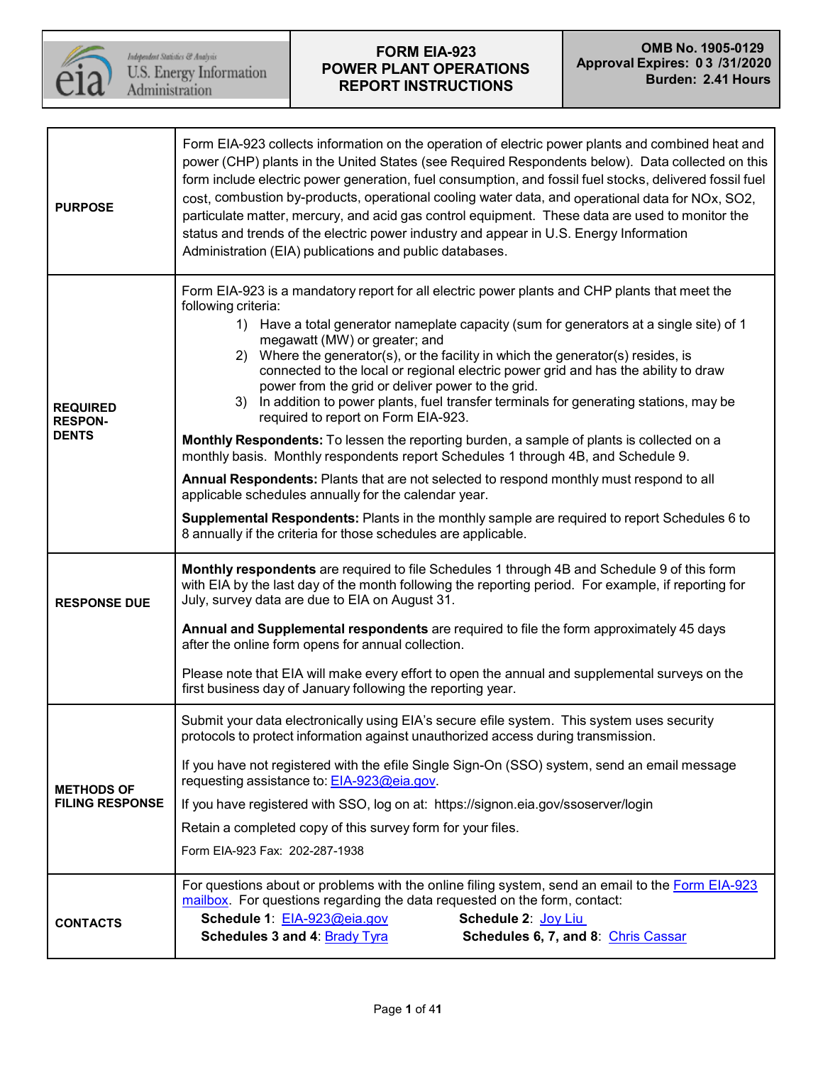# FORM EIA-923 POWER PLANT OPERATIONS REPORT INSTRUCTIONS

U.S. Energy Information Administration — Independent Statistics & Analysis

**OMB No. 1905-0129**
**Approval Expires: 03/31/2020**
**Burden: 2.41 Hours**

| | |
|---|---|
| **PURPOSE** | Form EIA-923 collects information on the operation of electric power plants and combined heat and power (CHP) plants in the United States (see Required Respondents below). Data collected on this form include electric power generation, fuel consumption, and fossil fuel stocks, delivered fossil fuel cost, combustion by-products, operational cooling water data, and operational data for NOx, SO2, particulate matter, mercury, and acid gas control equipment. These data are used to monitor the status and trends of the electric power industry and appear in U.S. Energy Information Administration (EIA) publications and public databases. |
| **REQUIRED RESPON-DENTS** | Form EIA-923 is a mandatory report for all electric power plants and CHP plants that meet the following criteria:<br>1) Have a total generator nameplate capacity (sum for generators at a single site) of 1 megawatt (MW) or greater; and<br>2) Where the generator(s), or the facility in which the generator(s) resides, is connected to the local or regional electric power grid and has the ability to draw power from the grid or deliver power to the grid.<br>3) In addition to power plants, fuel transfer terminals for generating stations, may be required to report on Form EIA-923.<br>**Monthly Respondents:** To lessen the reporting burden, a sample of plants is collected on a monthly basis. Monthly respondents report Schedules 1 through 4B, and Schedule 9.<br>**Annual Respondents:** Plants that are not selected to respond monthly must respond to all applicable schedules annually for the calendar year.<br>**Supplemental Respondents:** Plants in the monthly sample are required to report Schedules 6 to 8 annually if the criteria for those schedules are applicable. |
| **RESPONSE DUE** | **Monthly respondents** are required to file Schedules 1 through 4B and Schedule 9 of this form with EIA by the last day of the month following the reporting period. For example, if reporting for July, survey data are due to EIA on August 31.<br>**Annual and Supplemental respondents** are required to file the form approximately 45 days after the online form opens for annual collection.<br>Please note that EIA will make every effort to open the annual and supplemental surveys on the first business day of January following the reporting year. |
| **METHODS OF FILING RESPONSE** | Submit your data electronically using EIA's secure efile system. This system uses security protocols to protect information against unauthorized access during transmission.<br>If you have not registered with the efile Single Sign-On (SSO) system, send an email message requesting assistance to: EIA-923@eia.gov.<br>If you have registered with SSO, log on at: https://signon.eia.gov/ssoserver/login<br>Retain a completed copy of this survey form for your files.<br>Form EIA-923 Fax: 202-287-1938 |
| **CONTACTS** | For questions about or problems with the online filing system, send an email to the Form EIA-923 mailbox. For questions regarding the data requested on the form, contact:<br>**Schedule 1**: EIA-923@eia.gov **Schedule 2**: Joy Liu<br>**Schedules 3 and 4**: Brady Tyra **Schedules 6, 7, and 8**: Chris Cassar |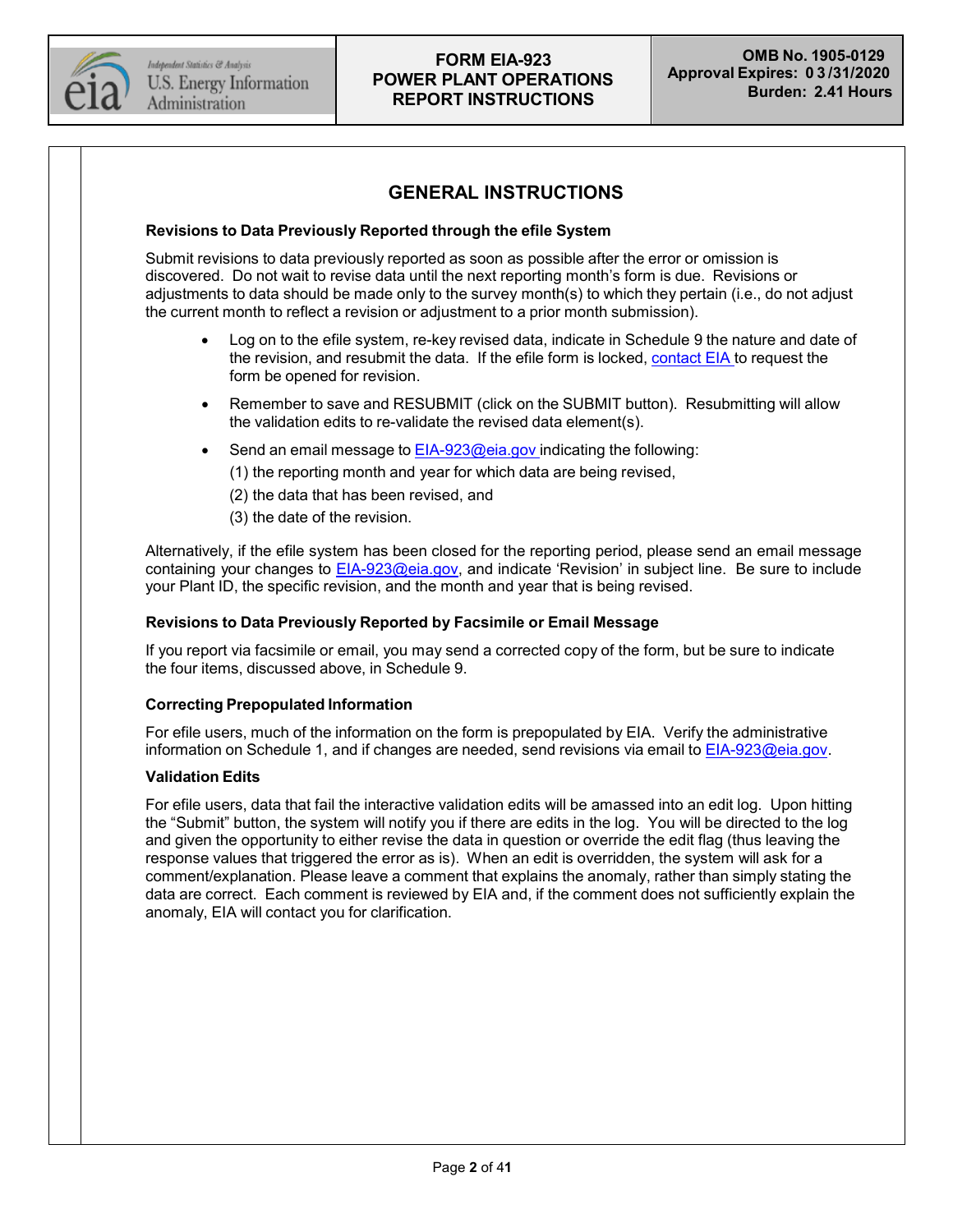## GENERAL INSTRUCTIONS

**Revisions to Data Previously Reported through the efile System**

Submit revisions to data previously reported as soon as possible after the error or omission is discovered. Do not wait to revise data until the next reporting month's form is due. Revisions or adjustments to data should be made only to the survey month(s) to which they pertain (i.e., do not adjust the current month to reflect a revision or adjustment to a prior month submission).

- Log on to the efile system, re-key revised data, indicate in Schedule 9 the nature and date of the revision, and resubmit the data. If the efile form is locked, contact EIA to request the form be opened for revision.
- Remember to save and RESUBMIT (click on the SUBMIT button). Resubmitting will allow the validation edits to re-validate the revised data element(s).
- Send an email message to EIA-923@eia.gov indicating the following:
  (1) the reporting month and year for which data are being revised,
  (2) the data that has been revised, and
  (3) the date of the revision.

Alternatively, if the efile system has been closed for the reporting period, please send an email message containing your changes to EIA-923@eia.gov, and indicate 'Revision' in subject line. Be sure to include your Plant ID, the specific revision, and the month and year that is being revised.

**Revisions to Data Previously Reported by Facsimile or Email Message**

If you report via facsimile or email, you may send a corrected copy of the form, but be sure to indicate the four items, discussed above, in Schedule 9.

**Correcting Prepopulated Information**

For efile users, much of the information on the form is prepopulated by EIA. Verify the administrative information on Schedule 1, and if changes are needed, send revisions via email to EIA-923@eia.gov.

**Validation Edits**

For efile users, data that fail the interactive validation edits will be amassed into an edit log. Upon hitting the "Submit" button, the system will notify you if there are edits in the log. You will be directed to the log and given the opportunity to either revise the data in question or override the edit flag (thus leaving the response values that triggered the error as is). When an edit is overridden, the system will ask for a comment/explanation. Please leave a comment that explains the anomaly, rather than simply stating the data are correct. Each comment is reviewed by EIA and, if the comment does not sufficiently explain the anomaly, EIA will contact you for clarification.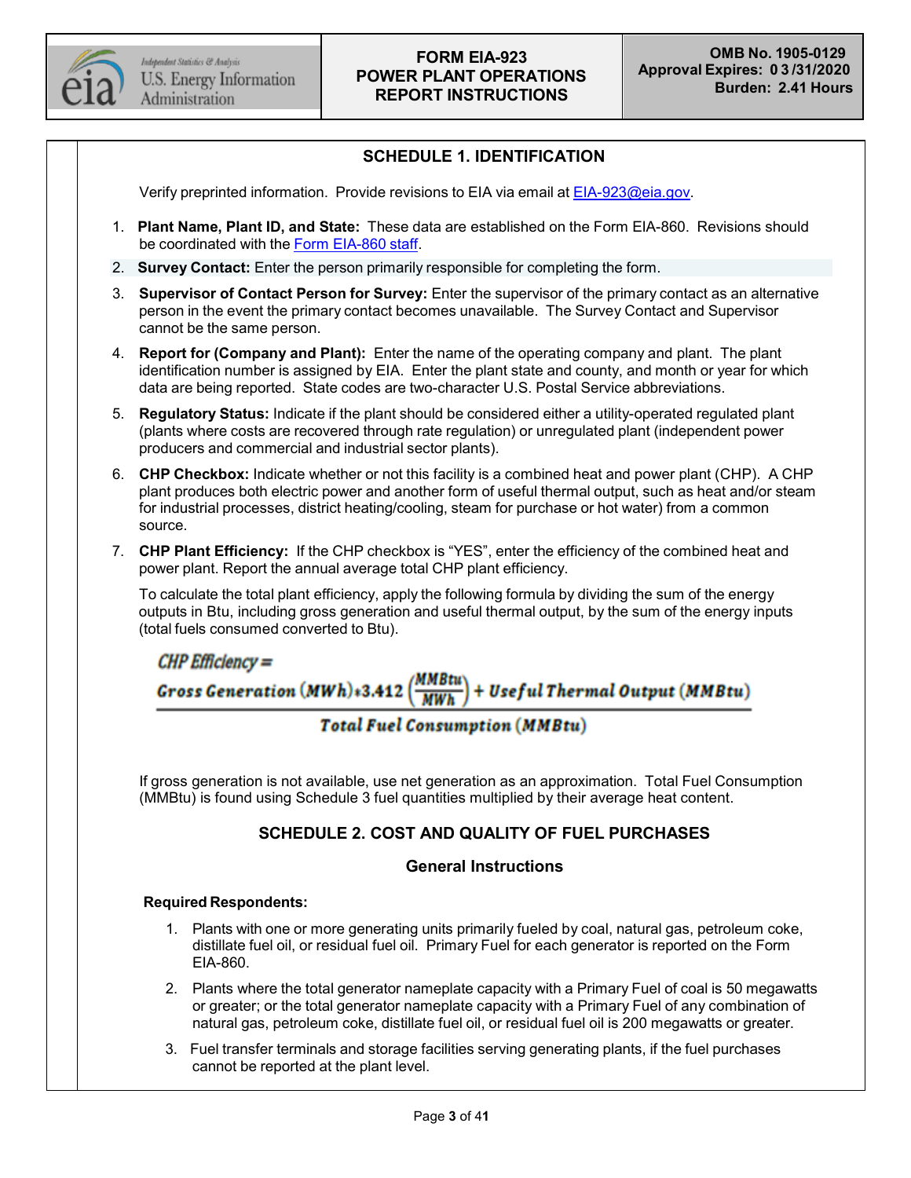FORM EIA-923
POWER PLANT OPERATIONS
REPORT INSTRUCTIONS

OMB No. 1905-0129
Approval Expires: 03/31/2020
Burden: 2.41 Hours

## SCHEDULE 1. IDENTIFICATION

Verify preprinted information. Provide revisions to EIA via email at EIA-923@eia.gov.

1. **Plant Name, Plant ID, and State:** These data are established on the Form EIA-860. Revisions should be coordinated with the Form EIA-860 staff.
2. **Survey Contact:** Enter the person primarily responsible for completing the form.
3. **Supervisor of Contact Person for Survey:** Enter the supervisor of the primary contact as an alternative person in the event the primary contact becomes unavailable. The Survey Contact and Supervisor cannot be the same person.
4. **Report for (Company and Plant):** Enter the name of the operating company and plant. The plant identification number is assigned by EIA. Enter the plant state and county, and month or year for which data are being reported. State codes are two-character U.S. Postal Service abbreviations.
5. **Regulatory Status:** Indicate if the plant should be considered either a utility-operated regulated plant (plants where costs are recovered through rate regulation) or unregulated plant (independent power producers and commercial and industrial sector plants).
6. **CHP Checkbox:** Indicate whether or not this facility is a combined heat and power plant (CHP). A CHP plant produces both electric power and another form of useful thermal output, such as heat and/or steam for industrial processes, district heating/cooling, steam for purchase or hot water) from a common source.
7. **CHP Plant Efficiency:** If the CHP checkbox is "YES", enter the efficiency of the combined heat and power plant. Report the annual average total CHP plant efficiency.

   To calculate the total plant efficiency, apply the following formula by dividing the sum of the energy outputs in Btu, including gross generation and useful thermal output, by the sum of the energy inputs (total fuels consumed converted to Btu).

$$\textit{CHP Efficiency} = \frac{\textit{Gross Generation}\,(MWh) * 3.412 \left(\frac{MMBtu}{MWh}\right) + \textit{Useful Thermal Output}\,(MMBtu)}{\textit{Total Fuel Consumption}\,(MMBtu)}$$

   If gross generation is not available, use net generation as an approximation. Total Fuel Consumption (MMBtu) is found using Schedule 3 fuel quantities multiplied by their average heat content.

## SCHEDULE 2. COST AND QUALITY OF FUEL PURCHASES

### General Instructions

**Required Respondents:**

1. Plants with one or more generating units primarily fueled by coal, natural gas, petroleum coke, distillate fuel oil, or residual fuel oil. Primary Fuel for each generator is reported on the Form EIA-860.
2. Plants where the total generator nameplate capacity with a Primary Fuel of coal is 50 megawatts or greater; or the total generator nameplate capacity with a Primary Fuel of any combination of natural gas, petroleum coke, distillate fuel oil, or residual fuel oil is 200 megawatts or greater.
3. Fuel transfer terminals and storage facilities serving generating plants, if the fuel purchases cannot be reported at the plant level.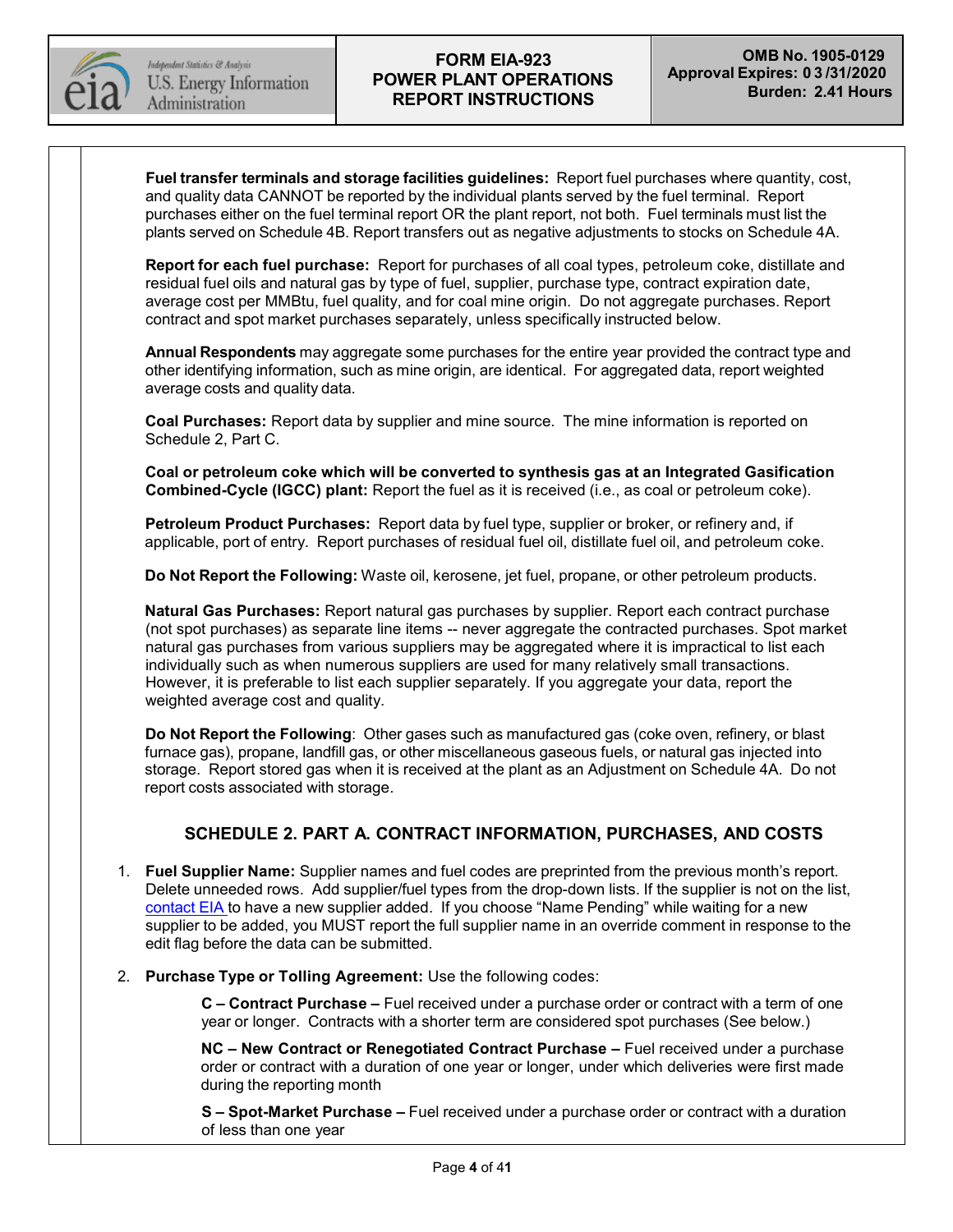**Fuel transfer terminals and storage facilities guidelines:** Report fuel purchases where quantity, cost, and quality data CANNOT be reported by the individual plants served by the fuel terminal. Report purchases either on the fuel terminal report OR the plant report, not both. Fuel terminals must list the plants served on Schedule 4B. Report transfers out as negative adjustments to stocks on Schedule 4A.

**Report for each fuel purchase:** Report for purchases of all coal types, petroleum coke, distillate and residual fuel oils and natural gas by type of fuel, supplier, purchase type, contract expiration date, average cost per MMBtu, fuel quality, and for coal mine origin. Do not aggregate purchases. Report contract and spot market purchases separately, unless specifically instructed below.

**Annual Respondents** may aggregate some purchases for the entire year provided the contract type and other identifying information, such as mine origin, are identical. For aggregated data, report weighted average costs and quality data.

**Coal Purchases:** Report data by supplier and mine source. The mine information is reported on Schedule 2, Part C.

**Coal or petroleum coke which will be converted to synthesis gas at an Integrated Gasification Combined-Cycle (IGCC) plant:** Report the fuel as it is received (i.e., as coal or petroleum coke).

**Petroleum Product Purchases:** Report data by fuel type, supplier or broker, or refinery and, if applicable, port of entry. Report purchases of residual fuel oil, distillate fuel oil, and petroleum coke.

**Do Not Report the Following:** Waste oil, kerosene, jet fuel, propane, or other petroleum products.

**Natural Gas Purchases:** Report natural gas purchases by supplier. Report each contract purchase (not spot purchases) as separate line items -- never aggregate the contracted purchases. Spot market natural gas purchases from various suppliers may be aggregated where it is impractical to list each individually such as when numerous suppliers are used for many relatively small transactions. However, it is preferable to list each supplier separately. If you aggregate your data, report the weighted average cost and quality.

**Do Not Report the Following**: Other gases such as manufactured gas (coke oven, refinery, or blast furnace gas), propane, landfill gas, or other miscellaneous gaseous fuels, or natural gas injected into storage. Report stored gas when it is received at the plant as an Adjustment on Schedule 4A. Do not report costs associated with storage.

## SCHEDULE 2. PART A. CONTRACT INFORMATION, PURCHASES, AND COSTS

1. **Fuel Supplier Name:** Supplier names and fuel codes are preprinted from the previous month's report. Delete unneeded rows. Add supplier/fuel types from the drop-down lists. If the supplier is not on the list, contact EIA to have a new supplier added. If you choose "Name Pending" while waiting for a new supplier to be added, you MUST report the full supplier name in an override comment in response to the edit flag before the data can be submitted.

2. **Purchase Type or Tolling Agreement:** Use the following codes:

   **C – Contract Purchase –** Fuel received under a purchase order or contract with a term of one year or longer. Contracts with a shorter term are considered spot purchases (See below.)

   **NC – New Contract or Renegotiated Contract Purchase –** Fuel received under a purchase order or contract with a duration of one year or longer, under which deliveries were first made during the reporting month

   **S – Spot-Market Purchase –** Fuel received under a purchase order or contract with a duration of less than one year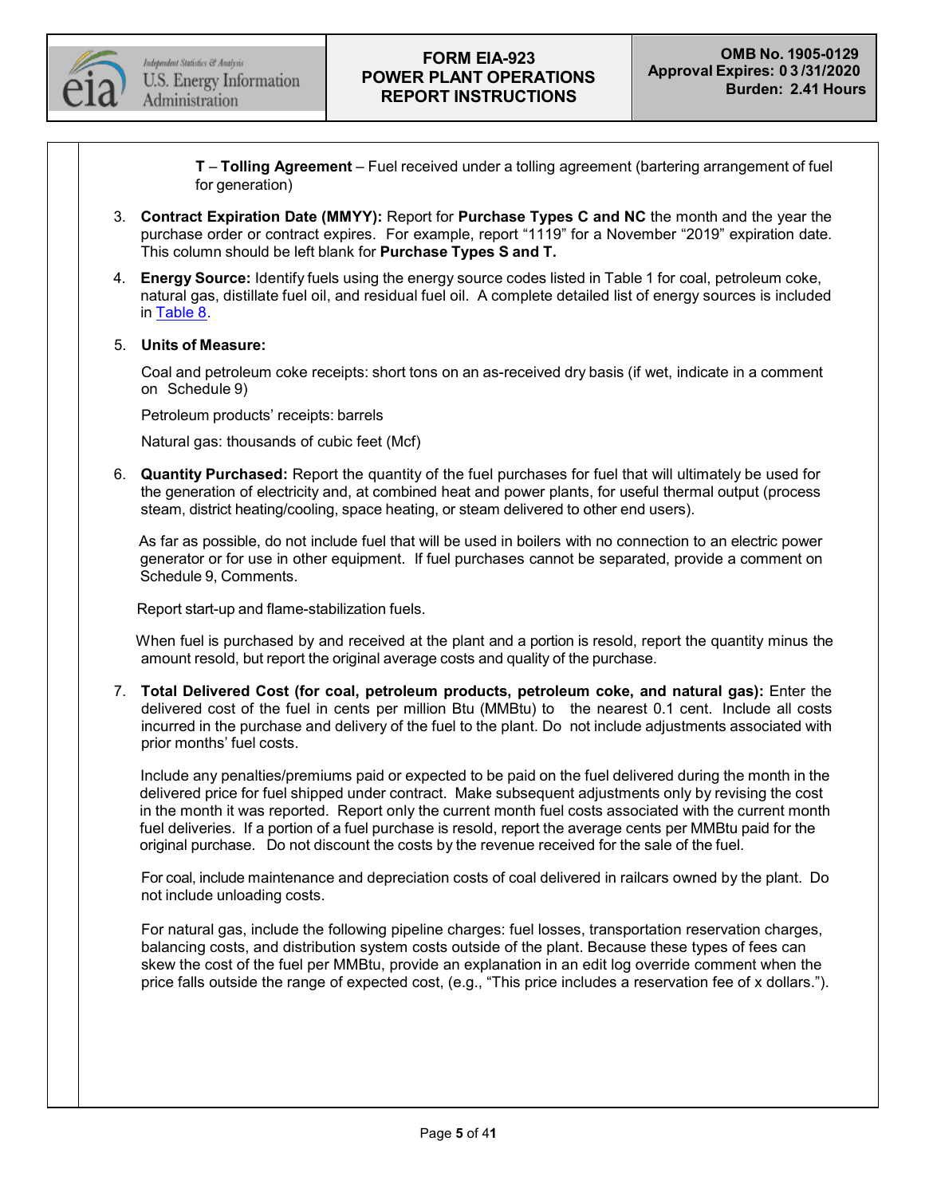**T** – **Tolling Agreement** – Fuel received under a tolling agreement (bartering arrangement of fuel for generation)

3. **Contract Expiration Date (MMYY):** Report for **Purchase Types C and NC** the month and the year the purchase order or contract expires. For example, report “1119” for a November “2019” expiration date. This column should be left blank for **Purchase Types S and T.**

4. **Energy Source:** Identify fuels using the energy source codes listed in Table 1 for coal, petroleum coke, natural gas, distillate fuel oil, and residual fuel oil. A complete detailed list of energy sources is included in Table 8.

5. **Units of Measure:**

   Coal and petroleum coke receipts: short tons on an as-received dry basis (if wet, indicate in a comment on Schedule 9)

   Petroleum products’ receipts: barrels

   Natural gas: thousands of cubic feet (Mcf)

6. **Quantity Purchased:** Report the quantity of the fuel purchases for fuel that will ultimately be used for the generation of electricity and, at combined heat and power plants, for useful thermal output (process steam, district heating/cooling, space heating, or steam delivered to other end users).

   As far as possible, do not include fuel that will be used in boilers with no connection to an electric power generator or for use in other equipment. If fuel purchases cannot be separated, provide a comment on Schedule 9, Comments.

   Report start-up and flame-stabilization fuels.

   When fuel is purchased by and received at the plant and a portion is resold, report the quantity minus the amount resold, but report the original average costs and quality of the purchase.

7. **Total Delivered Cost (for coal, petroleum products, petroleum coke, and natural gas):** Enter the delivered cost of the fuel in cents per million Btu (MMBtu) to the nearest 0.1 cent. Include all costs incurred in the purchase and delivery of the fuel to the plant. Do not include adjustments associated with prior months’ fuel costs.

   Include any penalties/premiums paid or expected to be paid on the fuel delivered during the month in the delivered price for fuel shipped under contract. Make subsequent adjustments only by revising the cost in the month it was reported. Report only the current month fuel costs associated with the current month fuel deliveries. If a portion of a fuel purchase is resold, report the average cents per MMBtu paid for the original purchase. Do not discount the costs by the revenue received for the sale of the fuel.

   For coal, include maintenance and depreciation costs of coal delivered in railcars owned by the plant. Do not include unloading costs.

   For natural gas, include the following pipeline charges: fuel losses, transportation reservation charges, balancing costs, and distribution system costs outside of the plant. Because these types of fees can skew the cost of the fuel per MMBtu, provide an explanation in an edit log override comment when the price falls outside the range of expected cost, (e.g., “This price includes a reservation fee of x dollars.”).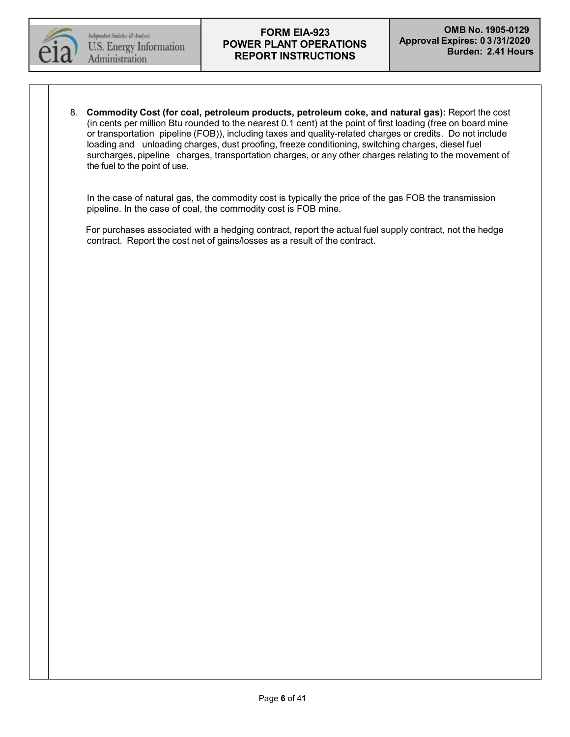8. **Commodity Cost (for coal, petroleum products, petroleum coke, and natural gas):** Report the cost (in cents per million Btu rounded to the nearest 0.1 cent) at the point of first loading (free on board mine or transportation pipeline (FOB)), including taxes and quality-related charges or credits. Do not include loading and unloading charges, dust proofing, freeze conditioning, switching charges, diesel fuel surcharges, pipeline charges, transportation charges, or any other charges relating to the movement of the fuel to the point of use.

   In the case of natural gas, the commodity cost is typically the price of the gas FOB the transmission pipeline. In the case of coal, the commodity cost is FOB mine.

   For purchases associated with a hedging contract, report the actual fuel supply contract, not the hedge contract. Report the cost net of gains/losses as a result of the contract.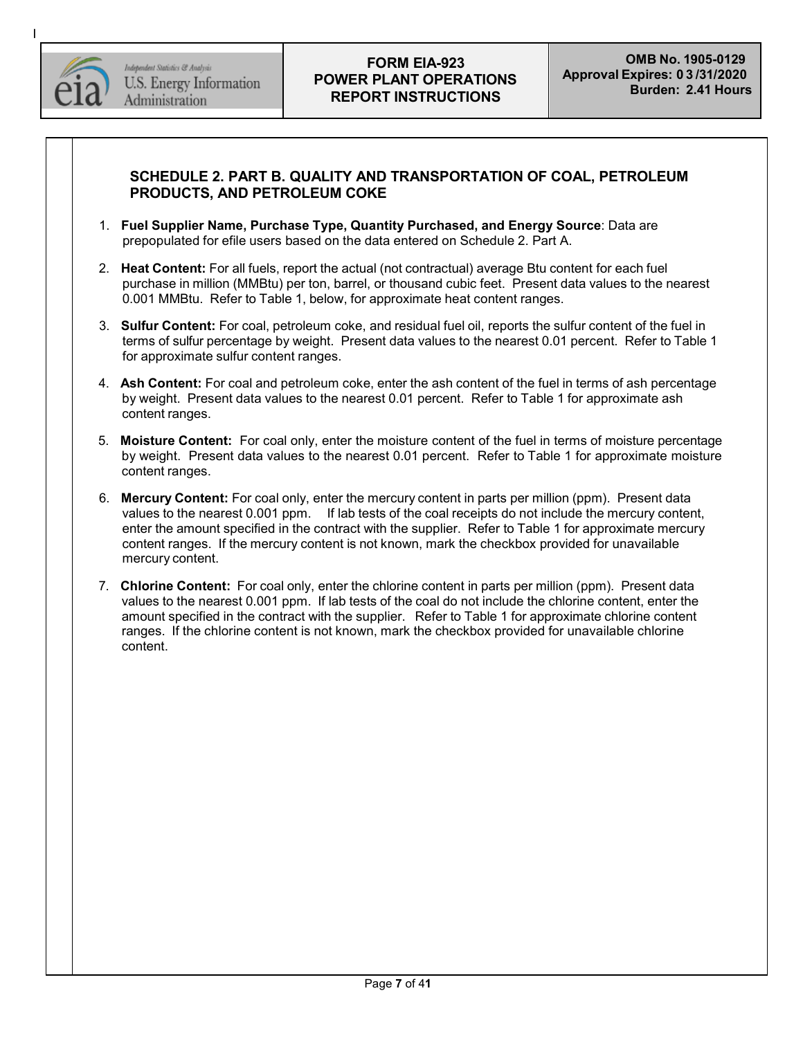## SCHEDULE 2. PART B. QUALITY AND TRANSPORTATION OF COAL, PETROLEUM PRODUCTS, AND PETROLEUM COKE

1. **Fuel Supplier Name, Purchase Type, Quantity Purchased, and Energy Source**: Data are prepopulated for efile users based on the data entered on Schedule 2. Part A.
2. **Heat Content:** For all fuels, report the actual (not contractual) average Btu content for each fuel purchase in million (MMBtu) per ton, barrel, or thousand cubic feet. Present data values to the nearest 0.001 MMBtu. Refer to Table 1, below, for approximate heat content ranges.
3. **Sulfur Content:** For coal, petroleum coke, and residual fuel oil, reports the sulfur content of the fuel in terms of sulfur percentage by weight. Present data values to the nearest 0.01 percent. Refer to Table 1 for approximate sulfur content ranges.
4. **Ash Content:** For coal and petroleum coke, enter the ash content of the fuel in terms of ash percentage by weight. Present data values to the nearest 0.01 percent. Refer to Table 1 for approximate ash content ranges.
5. **Moisture Content:** For coal only, enter the moisture content of the fuel in terms of moisture percentage by weight. Present data values to the nearest 0.01 percent. Refer to Table 1 for approximate moisture content ranges.
6. **Mercury Content:** For coal only, enter the mercury content in parts per million (ppm). Present data values to the nearest 0.001 ppm. If lab tests of the coal receipts do not include the mercury content, enter the amount specified in the contract with the supplier. Refer to Table 1 for approximate mercury content ranges. If the mercury content is not known, mark the checkbox provided for unavailable mercury content.
7. **Chlorine Content:** For coal only, enter the chlorine content in parts per million (ppm). Present data values to the nearest 0.001 ppm. If lab tests of the coal do not include the chlorine content, enter the amount specified in the contract with the supplier. Refer to Table 1 for approximate chlorine content ranges. If the chlorine content is not known, mark the checkbox provided for unavailable chlorine content.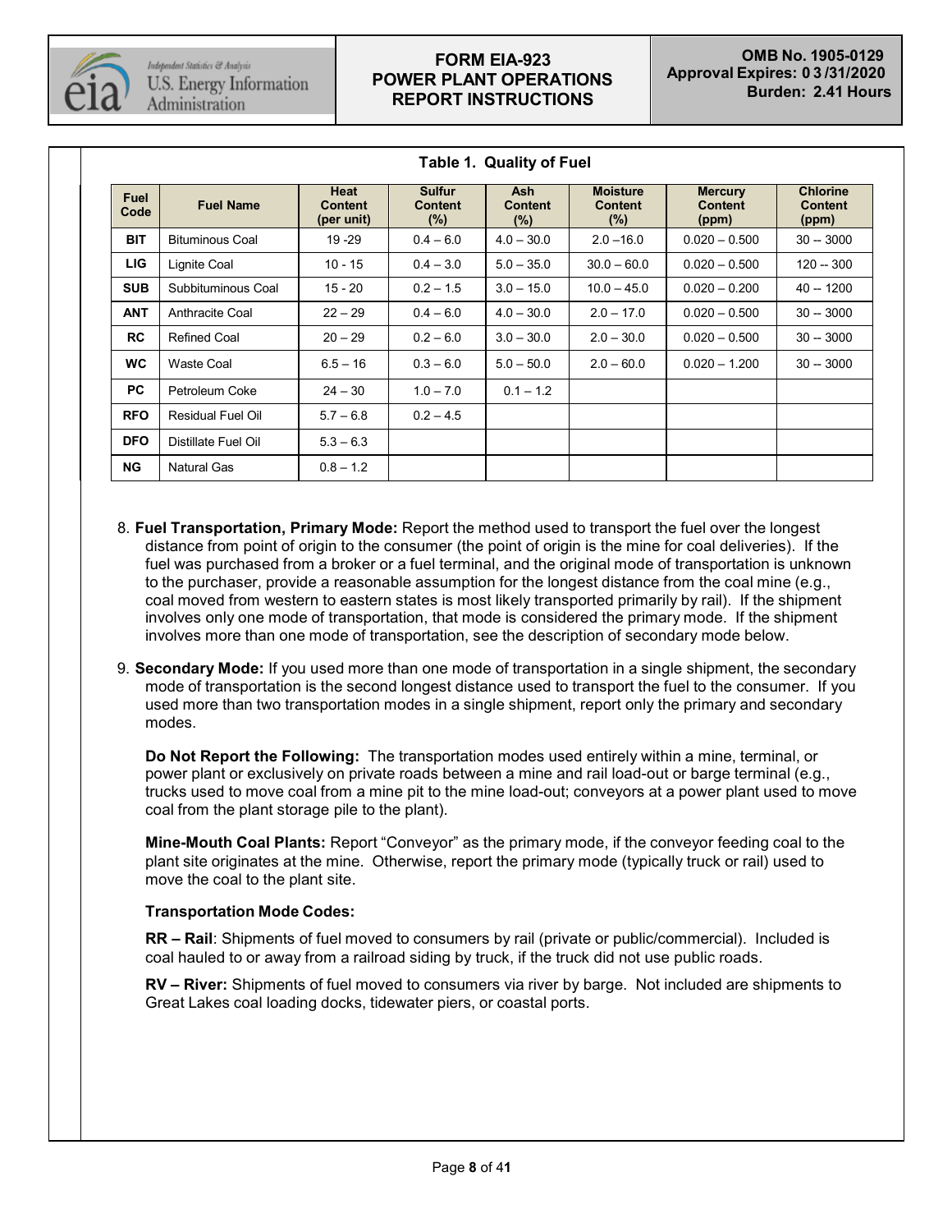**Table 1. Quality of Fuel**

| Fuel Code | Fuel Name | Heat Content (per unit) | Sulfur Content (%) | Ash Content (%) | Moisture Content (%) | Mercury Content (ppm) | Chlorine Content (ppm) |
|---|---|---|---|---|---|---|---|
| **BIT** | Bituminous Coal | 19 -29 | 0.4 – 6.0 | 4.0 – 30.0 | 2.0 –16.0 | 0.020 – 0.500 | 30 -- 3000 |
| **LIG** | Lignite Coal | 10 - 15 | 0.4 – 3.0 | 5.0 – 35.0 | 30.0 – 60.0 | 0.020 – 0.500 | 120 -- 300 |
| **SUB** | Subbituminous Coal | 15 - 20 | 0.2 – 1.5 | 3.0 – 15.0 | 10.0 – 45.0 | 0.020 – 0.200 | 40 -- 1200 |
| **ANT** | Anthracite Coal | 22 – 29 | 0.4 – 6.0 | 4.0 – 30.0 | 2.0 – 17.0 | 0.020 – 0.500 | 30 -- 3000 |
| **RC** | Refined Coal | 20 – 29 | 0.2 – 6.0 | 3.0 – 30.0 | 2.0 – 30.0 | 0.020 – 0.500 | 30 -- 3000 |
| **WC** | Waste Coal | 6.5 – 16 | 0.3 – 6.0 | 5.0 – 50.0 | 2.0 – 60.0 | 0.020 – 1.200 | 30 -- 3000 |
| **PC** | Petroleum Coke | 24 – 30 | 1.0 – 7.0 | 0.1 – 1.2 | | | |
| **RFO** | Residual Fuel Oil | 5.7 – 6.8 | 0.2 – 4.5 | | | | |
| **DFO** | Distillate Fuel Oil | 5.3 – 6.3 | | | | | |
| **NG** | Natural Gas | 0.8 – 1.2 | | | | | |

8. **Fuel Transportation, Primary Mode:** Report the method used to transport the fuel over the longest distance from point of origin to the consumer (the point of origin is the mine for coal deliveries). If the fuel was purchased from a broker or a fuel terminal, and the original mode of transportation is unknown to the purchaser, provide a reasonable assumption for the longest distance from the coal mine (e.g., coal moved from western to eastern states is most likely transported primarily by rail). If the shipment involves only one mode of transportation, that mode is considered the primary mode. If the shipment involves more than one mode of transportation, see the description of secondary mode below.

9. **Secondary Mode:** If you used more than one mode of transportation in a single shipment, the secondary mode of transportation is the second longest distance used to transport the fuel to the consumer. If you used more than two transportation modes in a single shipment, report only the primary and secondary modes.

   **Do Not Report the Following:** The transportation modes used entirely within a mine, terminal, or power plant or exclusively on private roads between a mine and rail load-out or barge terminal (e.g., trucks used to move coal from a mine pit to the mine load-out; conveyors at a power plant used to move coal from the plant storage pile to the plant).

   **Mine-Mouth Coal Plants:** Report "Conveyor" as the primary mode, if the conveyor feeding coal to the plant site originates at the mine. Otherwise, report the primary mode (typically truck or rail) used to move the coal to the plant site.

   **Transportation Mode Codes:**

   **RR – Rail**: Shipments of fuel moved to consumers by rail (private or public/commercial). Included is coal hauled to or away from a railroad siding by truck, if the truck did not use public roads.

   **RV – River:** Shipments of fuel moved to consumers via river by barge. Not included are shipments to Great Lakes coal loading docks, tidewater piers, or coastal ports.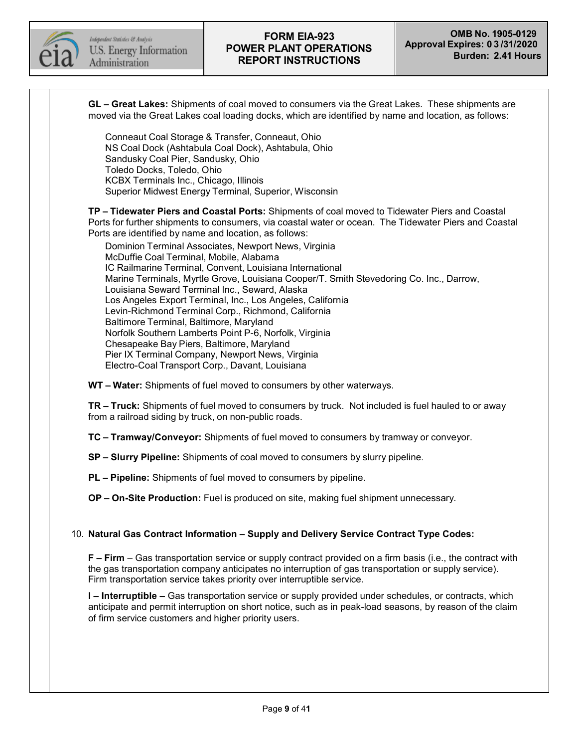**GL – Great Lakes:** Shipments of coal moved to consumers via the Great Lakes. These shipments are moved via the Great Lakes coal loading docks, which are identified by name and location, as follows:

Conneaut Coal Storage & Transfer, Conneaut, Ohio
NS Coal Dock (Ashtabula Coal Dock), Ashtabula, Ohio
Sandusky Coal Pier, Sandusky, Ohio
Toledo Docks, Toledo, Ohio
KCBX Terminals Inc., Chicago, Illinois
Superior Midwest Energy Terminal, Superior, Wisconsin

**TP – Tidewater Piers and Coastal Ports:** Shipments of coal moved to Tidewater Piers and Coastal Ports for further shipments to consumers, via coastal water or ocean. The Tidewater Piers and Coastal Ports are identified by name and location, as follows:

Dominion Terminal Associates, Newport News, Virginia
McDuffie Coal Terminal, Mobile, Alabama
IC Railmarine Terminal, Convent, Louisiana International
Marine Terminals, Myrtle Grove, Louisiana Cooper/T. Smith Stevedoring Co. Inc., Darrow,
Louisiana Seward Terminal Inc., Seward, Alaska
Los Angeles Export Terminal, Inc., Los Angeles, California
Levin-Richmond Terminal Corp., Richmond, California
Baltimore Terminal, Baltimore, Maryland
Norfolk Southern Lamberts Point P-6, Norfolk, Virginia
Chesapeake Bay Piers, Baltimore, Maryland
Pier IX Terminal Company, Newport News, Virginia
Electro-Coal Transport Corp., Davant, Louisiana

**WT – Water:** Shipments of fuel moved to consumers by other waterways.

**TR – Truck:** Shipments of fuel moved to consumers by truck. Not included is fuel hauled to or away from a railroad siding by truck, on non-public roads.

**TC – Tramway/Conveyor:** Shipments of fuel moved to consumers by tramway or conveyor.

**SP – Slurry Pipeline:** Shipments of coal moved to consumers by slurry pipeline.

**PL – Pipeline:** Shipments of fuel moved to consumers by pipeline.

**OP – On-Site Production:** Fuel is produced on site, making fuel shipment unnecessary.

10. **Natural Gas Contract Information – Supply and Delivery Service Contract Type Codes:**

**F – Firm** – Gas transportation service or supply contract provided on a firm basis (i.e., the contract with the gas transportation company anticipates no interruption of gas transportation or supply service). Firm transportation service takes priority over interruptible service.

**I – Interruptible –** Gas transportation service or supply provided under schedules, or contracts, which anticipate and permit interruption on short notice, such as in peak-load seasons, by reason of the claim of firm service customers and higher priority users.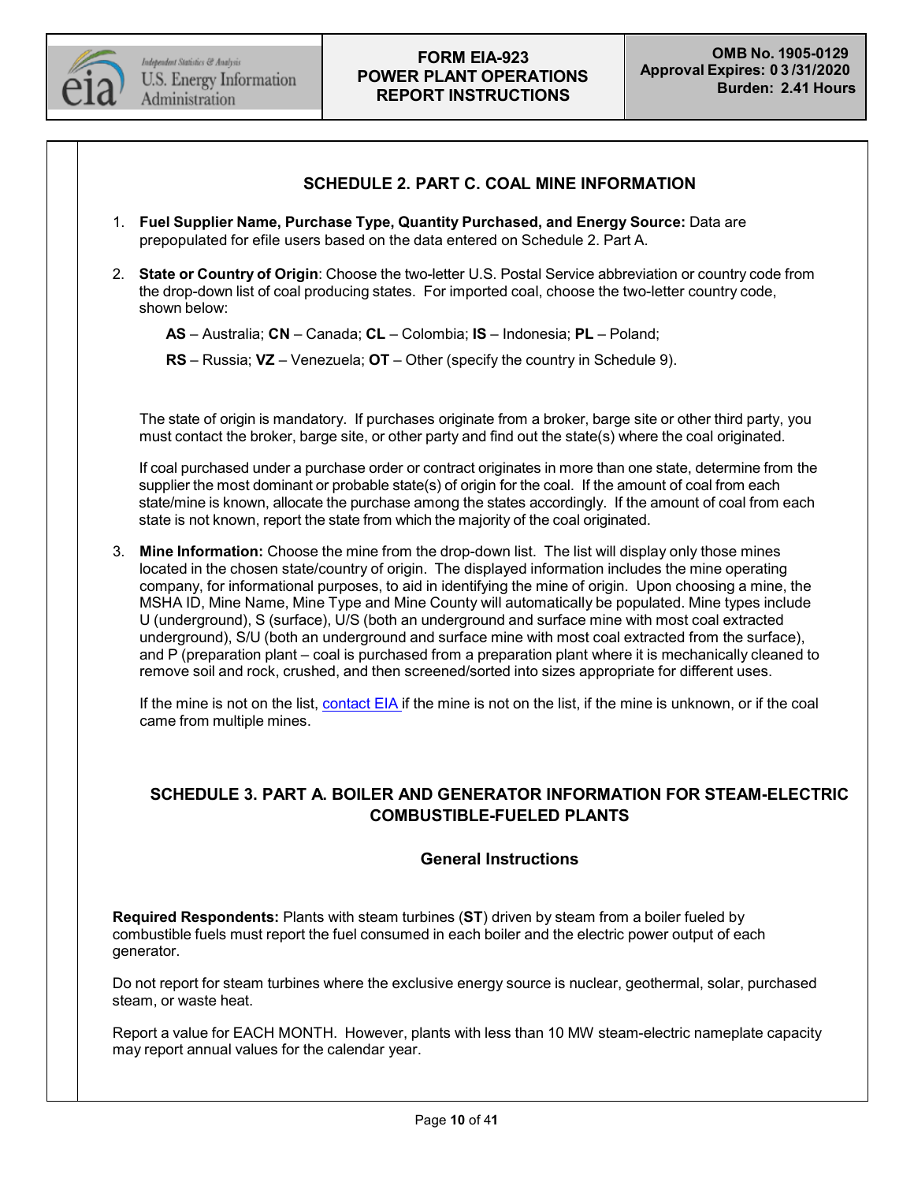## SCHEDULE 2. PART C. COAL MINE INFORMATION

1. **Fuel Supplier Name, Purchase Type, Quantity Purchased, and Energy Source:** Data are prepopulated for efile users based on the data entered on Schedule 2. Part A.

2. **State or Country of Origin**: Choose the two-letter U.S. Postal Service abbreviation or country code from the drop-down list of coal producing states. For imported coal, choose the two-letter country code, shown below:

   **AS** – Australia; **CN** – Canada; **CL** – Colombia; **IS** – Indonesia; **PL** – Poland;

   **RS** – Russia; **VZ** – Venezuela; **OT** – Other (specify the country in Schedule 9).

   The state of origin is mandatory. If purchases originate from a broker, barge site or other third party, you must contact the broker, barge site, or other party and find out the state(s) where the coal originated.

   If coal purchased under a purchase order or contract originates in more than one state, determine from the supplier the most dominant or probable state(s) of origin for the coal. If the amount of coal from each state/mine is known, allocate the purchase among the states accordingly. If the amount of coal from each state is not known, report the state from which the majority of the coal originated.

3. **Mine Information:** Choose the mine from the drop-down list. The list will display only those mines located in the chosen state/country of origin. The displayed information includes the mine operating company, for informational purposes, to aid in identifying the mine of origin. Upon choosing a mine, the MSHA ID, Mine Name, Mine Type and Mine County will automatically be populated. Mine types include U (underground), S (surface), U/S (both an underground and surface mine with most coal extracted underground), S/U (both an underground and surface mine with most coal extracted from the surface), and P (preparation plant – coal is purchased from a preparation plant where it is mechanically cleaned to remove soil and rock, crushed, and then screened/sorted into sizes appropriate for different uses.

   If the mine is not on the list, contact EIA if the mine is not on the list, if the mine is unknown, or if the coal came from multiple mines.

## SCHEDULE 3. PART A. BOILER AND GENERATOR INFORMATION FOR STEAM-ELECTRIC COMBUSTIBLE-FUELED PLANTS

### General Instructions

**Required Respondents:** Plants with steam turbines (**ST**) driven by steam from a boiler fueled by combustible fuels must report the fuel consumed in each boiler and the electric power output of each generator.

Do not report for steam turbines where the exclusive energy source is nuclear, geothermal, solar, purchased steam, or waste heat.

Report a value for EACH MONTH. However, plants with less than 10 MW steam-electric nameplate capacity may report annual values for the calendar year.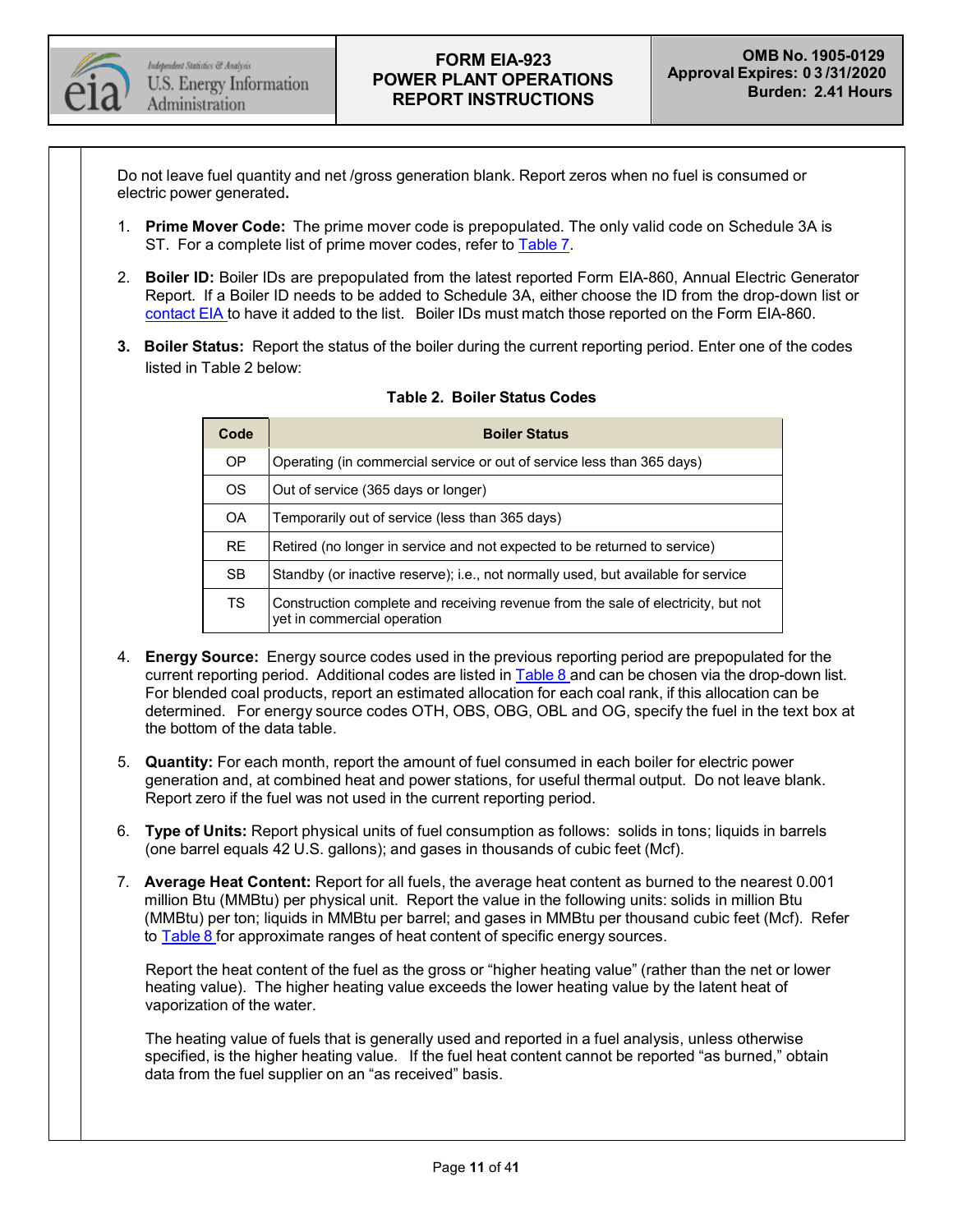Do not leave fuel quantity and net /gross generation blank. Report zeros when no fuel is consumed or electric power generated**.**

1. **Prime Mover Code:** The prime mover code is prepopulated. The only valid code on Schedule 3A is ST. For a complete list of prime mover codes, refer to Table 7.

2. **Boiler ID:** Boiler IDs are prepopulated from the latest reported Form EIA-860, Annual Electric Generator Report. If a Boiler ID needs to be added to Schedule 3A, either choose the ID from the drop-down list or contact EIA to have it added to the list. Boiler IDs must match those reported on the Form EIA-860.

3. **Boiler Status:** Report the status of the boiler during the current reporting period. Enter one of the codes listed in Table 2 below:

**Table 2. Boiler Status Codes**

| Code | Boiler Status |
|---|---|
| OP | Operating (in commercial service or out of service less than 365 days) |
| OS | Out of service (365 days or longer) |
| OA | Temporarily out of service (less than 365 days) |
| RE | Retired (no longer in service and not expected to be returned to service) |
| SB | Standby (or inactive reserve); i.e., not normally used, but available for service |
| TS | Construction complete and receiving revenue from the sale of electricity, but not yet in commercial operation |

4. **Energy Source:** Energy source codes used in the previous reporting period are prepopulated for the current reporting period. Additional codes are listed in Table 8 and can be chosen via the drop-down list. For blended coal products, report an estimated allocation for each coal rank, if this allocation can be determined. For energy source codes OTH, OBS, OBG, OBL and OG, specify the fuel in the text box at the bottom of the data table.

5. **Quantity:** For each month, report the amount of fuel consumed in each boiler for electric power generation and, at combined heat and power stations, for useful thermal output. Do not leave blank. Report zero if the fuel was not used in the current reporting period.

6. **Type of Units:** Report physical units of fuel consumption as follows: solids in tons; liquids in barrels (one barrel equals 42 U.S. gallons); and gases in thousands of cubic feet (Mcf).

7. **Average Heat Content:** Report for all fuels, the average heat content as burned to the nearest 0.001 million Btu (MMBtu) per physical unit. Report the value in the following units: solids in million Btu (MMBtu) per ton; liquids in MMBtu per barrel; and gases in MMBtu per thousand cubic feet (Mcf). Refer to Table 8 for approximate ranges of heat content of specific energy sources.

   Report the heat content of the fuel as the gross or "higher heating value" (rather than the net or lower heating value). The higher heating value exceeds the lower heating value by the latent heat of vaporization of the water.

   The heating value of fuels that is generally used and reported in a fuel analysis, unless otherwise specified, is the higher heating value. If the fuel heat content cannot be reported "as burned," obtain data from the fuel supplier on an "as received" basis.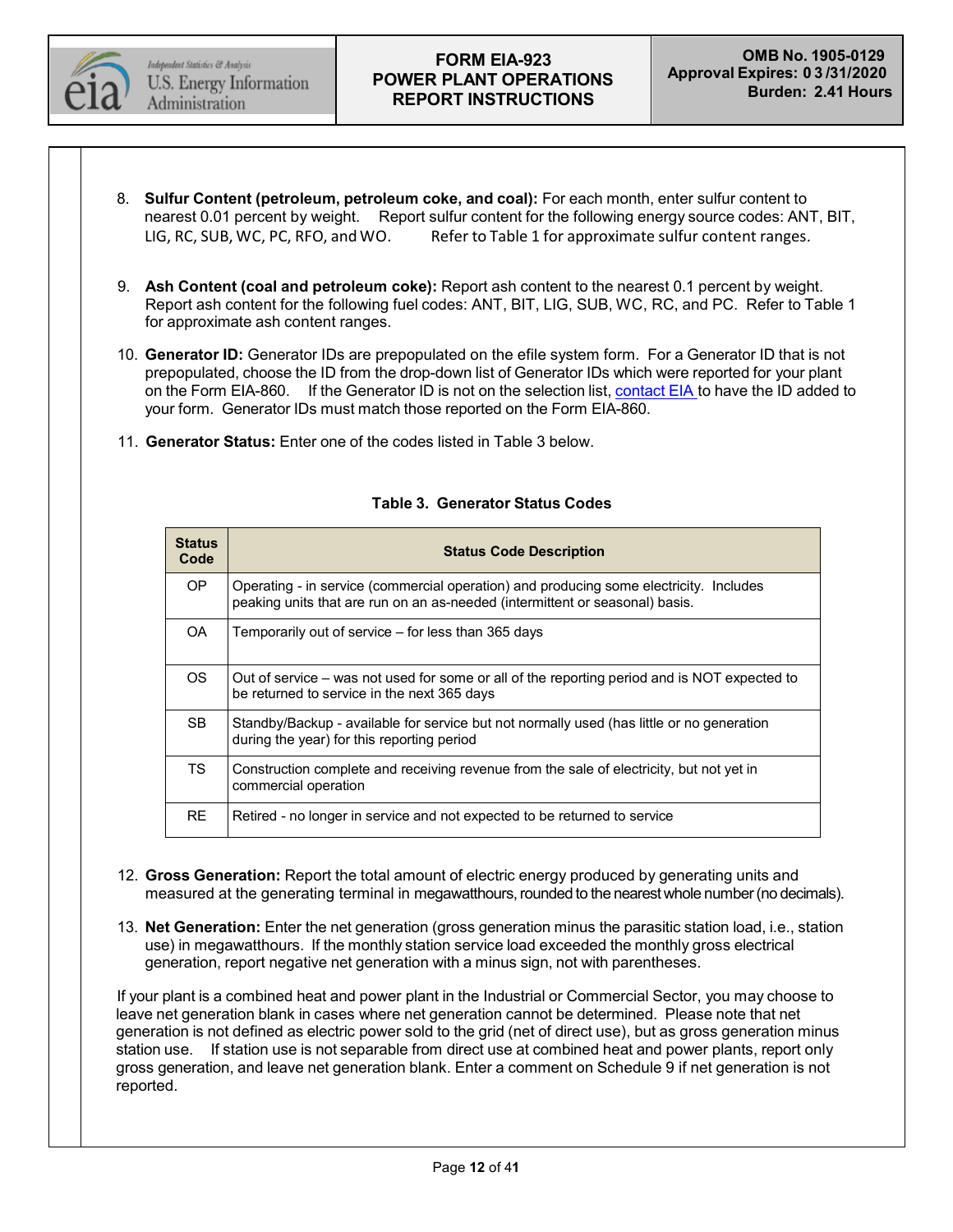8. **Sulfur Content (petroleum, petroleum coke, and coal):** For each month, enter sulfur content to nearest 0.01 percent by weight. Report sulfur content for the following energy source codes: ANT, BIT, LIG, RC, SUB, WC, PC, RFO, and WO. Refer to Table 1 for approximate sulfur content ranges.

9. **Ash Content (coal and petroleum coke):** Report ash content to the nearest 0.1 percent by weight. Report ash content for the following fuel codes: ANT, BIT, LIG, SUB, WC, RC, and PC. Refer to Table 1 for approximate ash content ranges.

10. **Generator ID:** Generator IDs are prepopulated on the efile system form. For a Generator ID that is not prepopulated, choose the ID from the drop-down list of Generator IDs which were reported for your plant on the Form EIA-860. If the Generator ID is not on the selection list, contact EIA to have the ID added to your form. Generator IDs must match those reported on the Form EIA-860.

11. **Generator Status:** Enter one of the codes listed in Table 3 below.

**Table 3. Generator Status Codes**

| Status Code | Status Code Description |
|---|---|
| OP | Operating - in service (commercial operation) and producing some electricity. Includes peaking units that are run on an as-needed (intermittent or seasonal) basis. |
| OA | Temporarily out of service – for less than 365 days |
| OS | Out of service – was not used for some or all of the reporting period and is NOT expected to be returned to service in the next 365 days |
| SB | Standby/Backup - available for service but not normally used (has little or no generation during the year) for this reporting period |
| TS | Construction complete and receiving revenue from the sale of electricity, but not yet in commercial operation |
| RE | Retired - no longer in service and not expected to be returned to service |

12. **Gross Generation:** Report the total amount of electric energy produced by generating units and measured at the generating terminal in megawatthours, rounded to the nearest whole number (no decimals).

13. **Net Generation:** Enter the net generation (gross generation minus the parasitic station load, i.e., station use) in megawatthours. If the monthly station service load exceeded the monthly gross electrical generation, report negative net generation with a minus sign, not with parentheses.

If your plant is a combined heat and power plant in the Industrial or Commercial Sector, you may choose to leave net generation blank in cases where net generation cannot be determined. Please note that net generation is not defined as electric power sold to the grid (net of direct use), but as gross generation minus station use. If station use is not separable from direct use at combined heat and power plants, report only gross generation, and leave net generation blank. Enter a comment on Schedule 9 if net generation is not reported.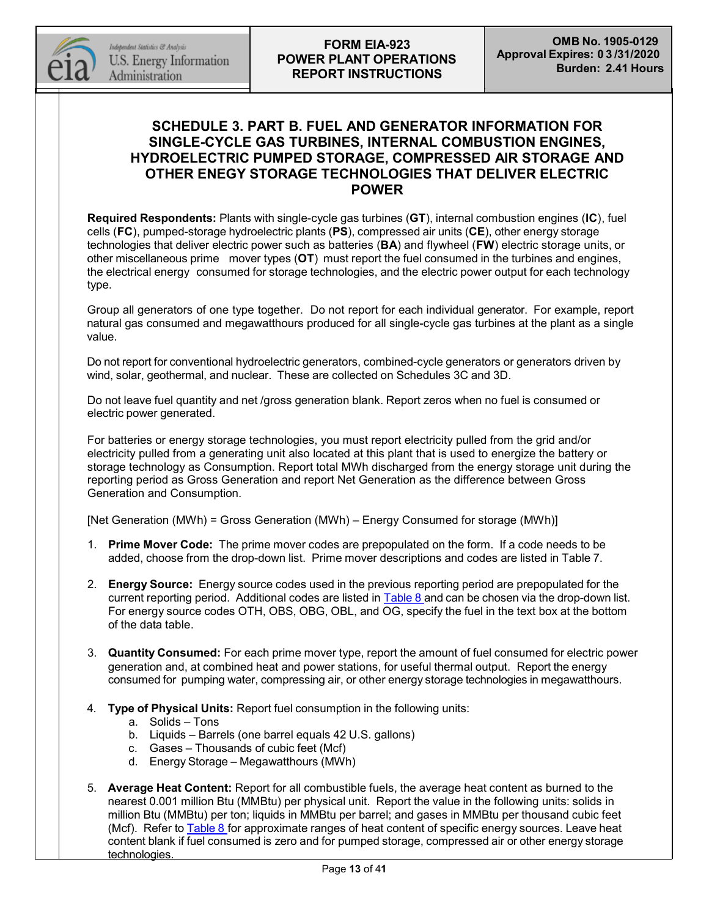## SCHEDULE 3. PART B. FUEL AND GENERATOR INFORMATION FOR SINGLE-CYCLE GAS TURBINES, INTERNAL COMBUSTION ENGINES, HYDROELECTRIC PUMPED STORAGE, COMPRESSED AIR STORAGE AND OTHER ENEGY STORAGE TECHNOLOGIES THAT DELIVER ELECTRIC POWER

**Required Respondents:** Plants with single-cycle gas turbines (**GT**), internal combustion engines (**IC**), fuel cells (**FC**), pumped-storage hydroelectric plants (**PS**), compressed air units (**CE**), other energy storage technologies that deliver electric power such as batteries (**BA**) and flywheel (**FW**) electric storage units, or other miscellaneous prime mover types (**OT**) must report the fuel consumed in the turbines and engines, the electrical energy consumed for storage technologies, and the electric power output for each technology type.

Group all generators of one type together. Do not report for each individual generator. For example, report natural gas consumed and megawatthours produced for all single-cycle gas turbines at the plant as a single value.

Do not report for conventional hydroelectric generators, combined-cycle generators or generators driven by wind, solar, geothermal, and nuclear. These are collected on Schedules 3C and 3D.

Do not leave fuel quantity and net /gross generation blank. Report zeros when no fuel is consumed or electric power generated.

For batteries or energy storage technologies, you must report electricity pulled from the grid and/or electricity pulled from a generating unit also located at this plant that is used to energize the battery or storage technology as Consumption. Report total MWh discharged from the energy storage unit during the reporting period as Gross Generation and report Net Generation as the difference between Gross Generation and Consumption.

[Net Generation (MWh) = Gross Generation (MWh) – Energy Consumed for storage (MWh)]

1. **Prime Mover Code:** The prime mover codes are prepopulated on the form. If a code needs to be added, choose from the drop-down list. Prime mover descriptions and codes are listed in Table 7.

2. **Energy Source:** Energy source codes used in the previous reporting period are prepopulated for the current reporting period. Additional codes are listed in Table 8 and can be chosen via the drop-down list. For energy source codes OTH, OBS, OBG, OBL, and OG, specify the fuel in the text box at the bottom of the data table.

3. **Quantity Consumed:** For each prime mover type, report the amount of fuel consumed for electric power generation and, at combined heat and power stations, for useful thermal output. Report the energy consumed for pumping water, compressing air, or other energy storage technologies in megawatthours.

4. **Type of Physical Units:** Report fuel consumption in the following units:
   a. Solids – Tons
   b. Liquids – Barrels (one barrel equals 42 U.S. gallons)
   c. Gases – Thousands of cubic feet (Mcf)
   d. Energy Storage – Megawatthours (MWh)

5. **Average Heat Content:** Report for all combustible fuels, the average heat content as burned to the nearest 0.001 million Btu (MMBtu) per physical unit. Report the value in the following units: solids in million Btu (MMBtu) per ton; liquids in MMBtu per barrel; and gases in MMBtu per thousand cubic feet (Mcf). Refer to Table 8 for approximate ranges of heat content of specific energy sources. Leave heat content blank if fuel consumed is zero and for pumped storage, compressed air or other energy storage technologies.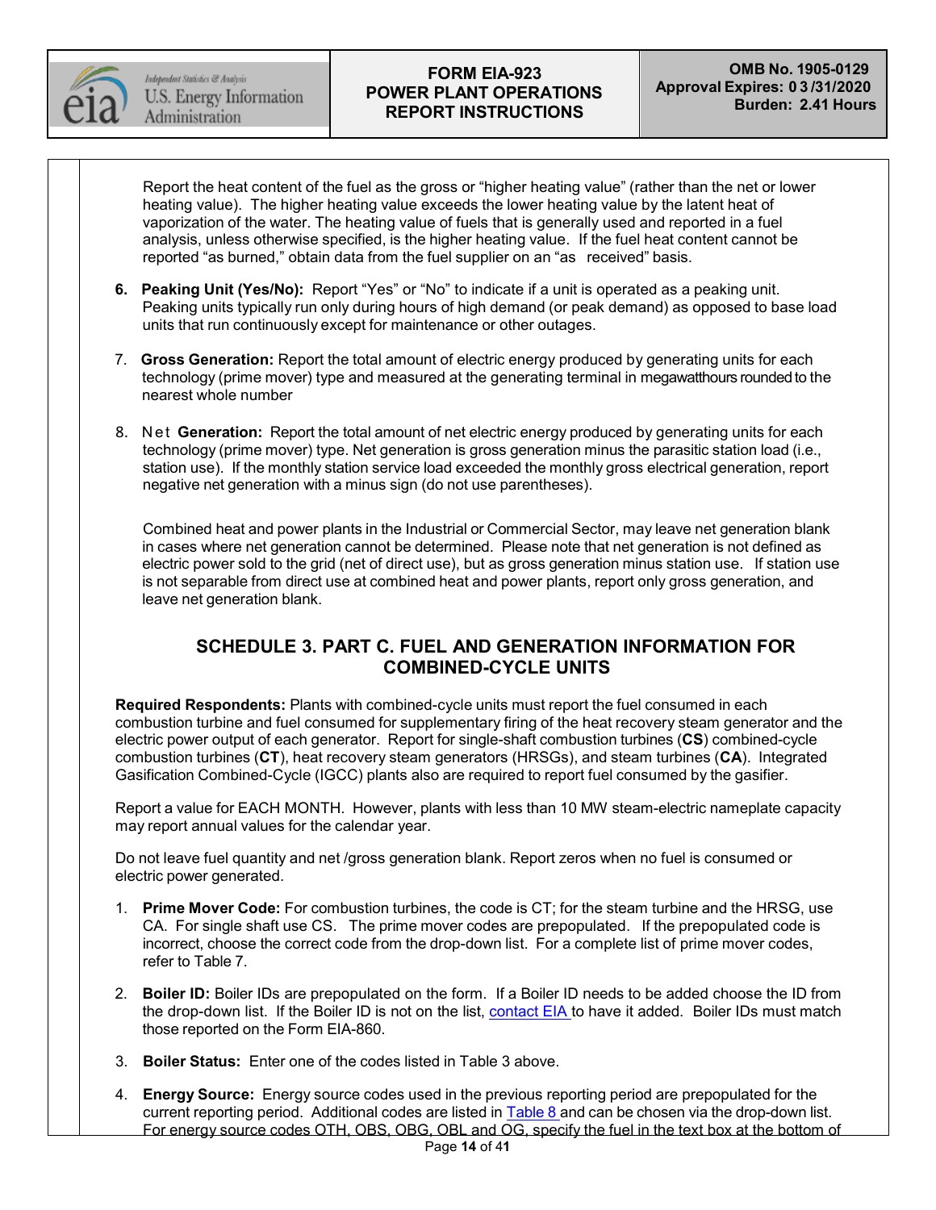Report the heat content of the fuel as the gross or "higher heating value" (rather than the net or lower heating value). The higher heating value exceeds the lower heating value by the latent heat of vaporization of the water. The heating value of fuels that is generally used and reported in a fuel analysis, unless otherwise specified, is the higher heating value. If the fuel heat content cannot be reported "as burned," obtain data from the fuel supplier on an "as received" basis.

6. **Peaking Unit (Yes/No):** Report "Yes" or "No" to indicate if a unit is operated as a peaking unit. Peaking units typically run only during hours of high demand (or peak demand) as opposed to base load units that run continuously except for maintenance or other outages.

7. **Gross Generation:** Report the total amount of electric energy produced by generating units for each technology (prime mover) type and measured at the generating terminal in megawatthours rounded to the nearest whole number

8. **Net Generation:** Report the total amount of net electric energy produced by generating units for each technology (prime mover) type. Net generation is gross generation minus the parasitic station load (i.e., station use). If the monthly station service load exceeded the monthly gross electrical generation, report negative net generation with a minus sign (do not use parentheses).

   Combined heat and power plants in the Industrial or Commercial Sector, may leave net generation blank in cases where net generation cannot be determined. Please note that net generation is not defined as electric power sold to the grid (net of direct use), but as gross generation minus station use. If station use is not separable from direct use at combined heat and power plants, report only gross generation, and leave net generation blank.

## SCHEDULE 3. PART C. FUEL AND GENERATION INFORMATION FOR COMBINED-CYCLE UNITS

**Required Respondents:** Plants with combined-cycle units must report the fuel consumed in each combustion turbine and fuel consumed for supplementary firing of the heat recovery steam generator and the electric power output of each generator. Report for single-shaft combustion turbines (**CS**) combined-cycle combustion turbines (**CT**), heat recovery steam generators (HRSGs), and steam turbines (**CA**). Integrated Gasification Combined-Cycle (IGCC) plants also are required to report fuel consumed by the gasifier.

Report a value for EACH MONTH. However, plants with less than 10 MW steam-electric nameplate capacity may report annual values for the calendar year.

Do not leave fuel quantity and net /gross generation blank. Report zeros when no fuel is consumed or electric power generated.

1. **Prime Mover Code:** For combustion turbines, the code is CT; for the steam turbine and the HRSG, use CA. For single shaft use CS. The prime mover codes are prepopulated. If the prepopulated code is incorrect, choose the correct code from the drop-down list. For a complete list of prime mover codes, refer to Table 7.

2. **Boiler ID:** Boiler IDs are prepopulated on the form. If a Boiler ID needs to be added choose the ID from the drop-down list. If the Boiler ID is not on the list, contact EIA to have it added. Boiler IDs must match those reported on the Form EIA-860.

3. **Boiler Status:** Enter one of the codes listed in Table 3 above.

4. **Energy Source:** Energy source codes used in the previous reporting period are prepopulated for the current reporting period. Additional codes are listed in Table 8 and can be chosen via the drop-down list. For energy source codes OTH, OBS, OBG, OBL and OG, specify the fuel in the text box at the bottom of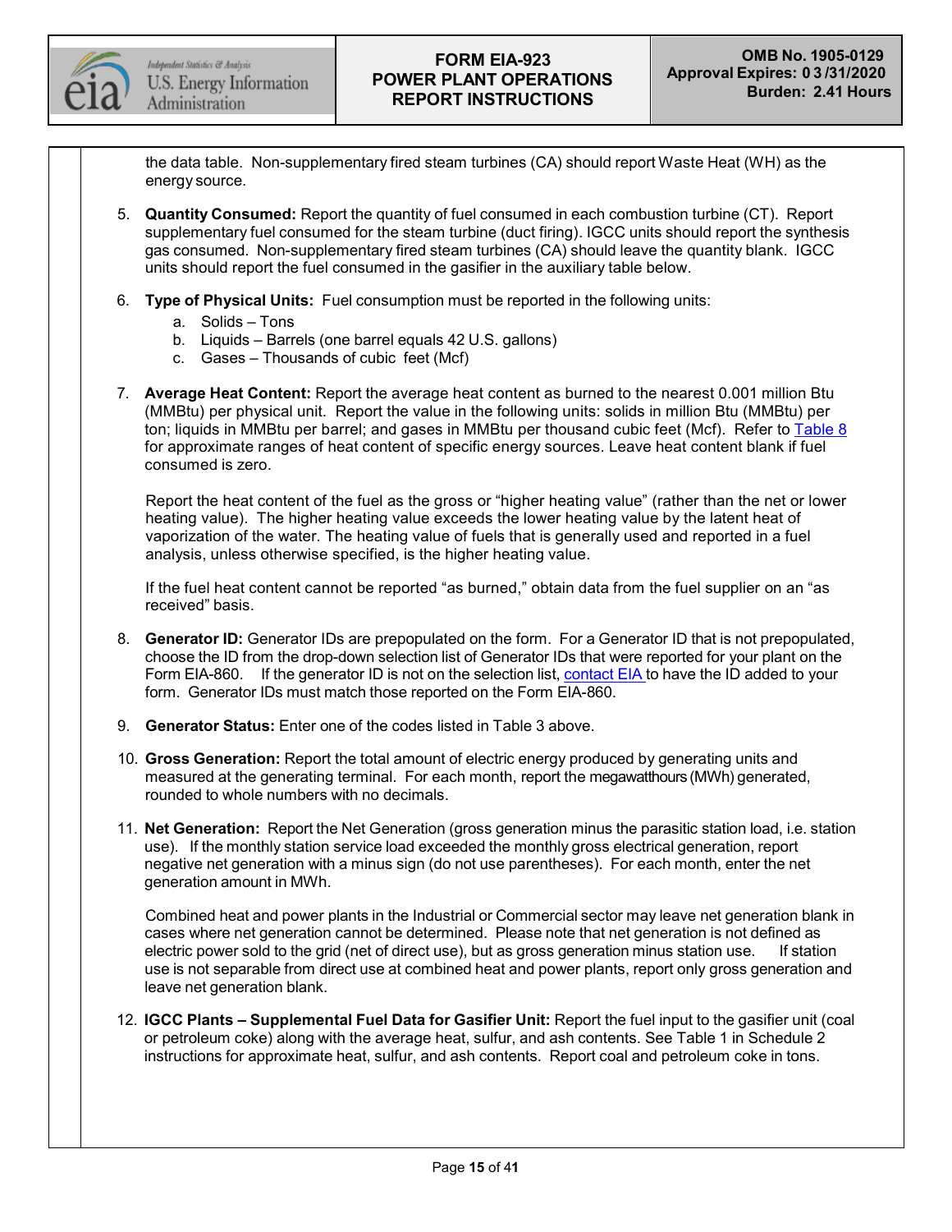the data table. Non-supplementary fired steam turbines (CA) should report Waste Heat (WH) as the energy source.

5. **Quantity Consumed:** Report the quantity of fuel consumed in each combustion turbine (CT). Report supplementary fuel consumed for the steam turbine (duct firing). IGCC units should report the synthesis gas consumed. Non-supplementary fired steam turbines (CA) should leave the quantity blank. IGCC units should report the fuel consumed in the gasifier in the auxiliary table below.

6. **Type of Physical Units:** Fuel consumption must be reported in the following units:
   a. Solids – Tons
   b. Liquids – Barrels (one barrel equals 42 U.S. gallons)
   c. Gases – Thousands of cubic feet (Mcf)

7. **Average Heat Content:** Report the average heat content as burned to the nearest 0.001 million Btu (MMBtu) per physical unit. Report the value in the following units: solids in million Btu (MMBtu) per ton; liquids in MMBtu per barrel; and gases in MMBtu per thousand cubic feet (Mcf). Refer to Table 8 for approximate ranges of heat content of specific energy sources. Leave heat content blank if fuel consumed is zero.

   Report the heat content of the fuel as the gross or "higher heating value" (rather than the net or lower heating value). The higher heating value exceeds the lower heating value by the latent heat of vaporization of the water. The heating value of fuels that is generally used and reported in a fuel analysis, unless otherwise specified, is the higher heating value.

   If the fuel heat content cannot be reported "as burned," obtain data from the fuel supplier on an "as received" basis.

8. **Generator ID:** Generator IDs are prepopulated on the form. For a Generator ID that is not prepopulated, choose the ID from the drop-down selection list of Generator IDs that were reported for your plant on the Form EIA-860. If the generator ID is not on the selection list, contact EIA to have the ID added to your form. Generator IDs must match those reported on the Form EIA-860.

9. **Generator Status:** Enter one of the codes listed in Table 3 above.

10. **Gross Generation:** Report the total amount of electric energy produced by generating units and measured at the generating terminal. For each month, report the megawatthours (MWh) generated, rounded to whole numbers with no decimals.

11. **Net Generation:** Report the Net Generation (gross generation minus the parasitic station load, i.e. station use). If the monthly station service load exceeded the monthly gross electrical generation, report negative net generation with a minus sign (do not use parentheses). For each month, enter the net generation amount in MWh.

    Combined heat and power plants in the Industrial or Commercial sector may leave net generation blank in cases where net generation cannot be determined. Please note that net generation is not defined as electric power sold to the grid (net of direct use), but as gross generation minus station use. If station use is not separable from direct use at combined heat and power plants, report only gross generation and leave net generation blank.

12. **IGCC Plants – Supplemental Fuel Data for Gasifier Unit:** Report the fuel input to the gasifier unit (coal or petroleum coke) along with the average heat, sulfur, and ash contents. See Table 1 in Schedule 2 instructions for approximate heat, sulfur, and ash contents. Report coal and petroleum coke in tons.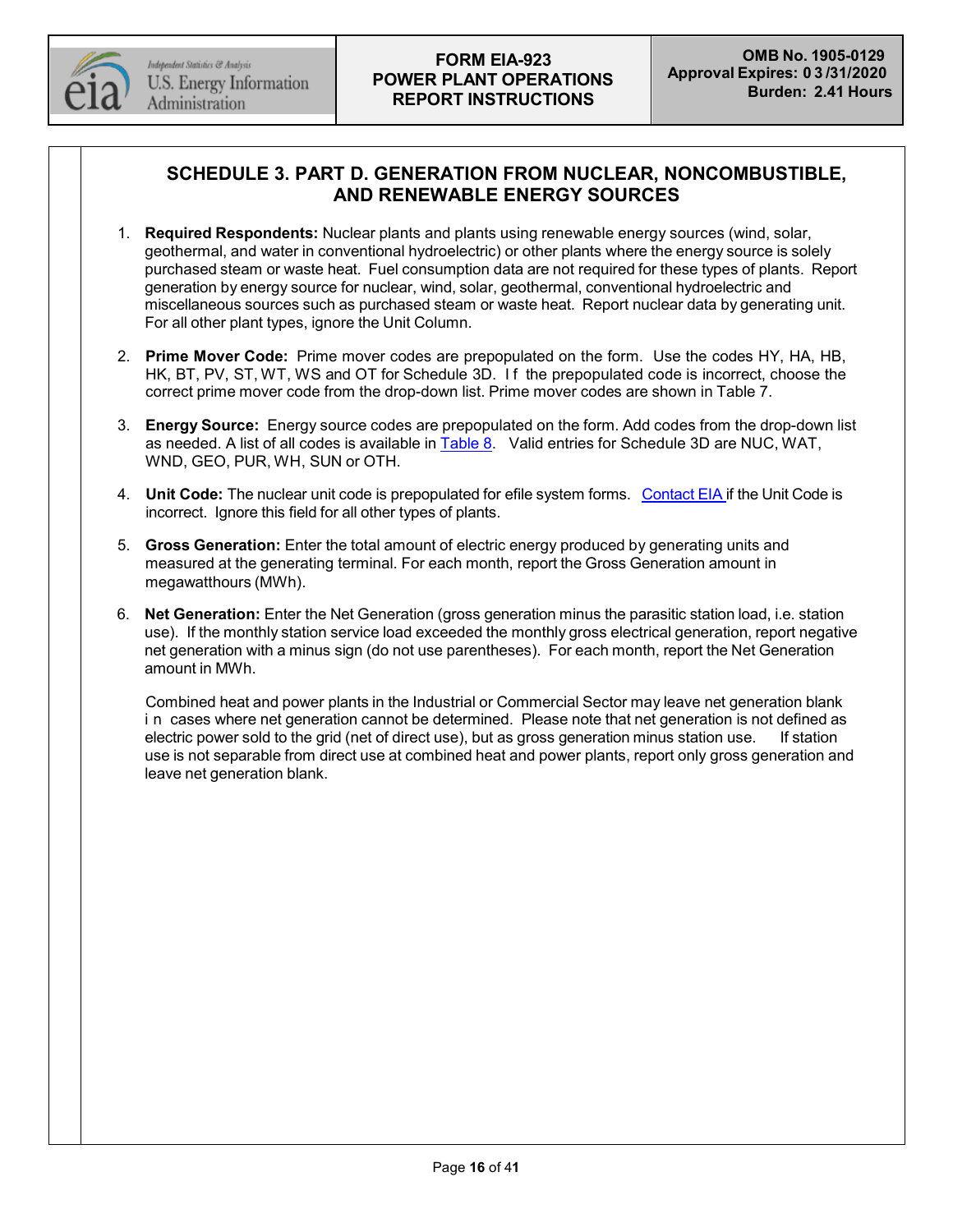## SCHEDULE 3. PART D. GENERATION FROM NUCLEAR, NONCOMBUSTIBLE, AND RENEWABLE ENERGY SOURCES

1. **Required Respondents:** Nuclear plants and plants using renewable energy sources (wind, solar, geothermal, and water in conventional hydroelectric) or other plants where the energy source is solely purchased steam or waste heat. Fuel consumption data are not required for these types of plants. Report generation by energy source for nuclear, wind, solar, geothermal, conventional hydroelectric and miscellaneous sources such as purchased steam or waste heat. Report nuclear data by generating unit. For all other plant types, ignore the Unit Column.

2. **Prime Mover Code:** Prime mover codes are prepopulated on the form. Use the codes HY, HA, HB, HK, BT, PV, ST, WT, WS and OT for Schedule 3D. If the prepopulated code is incorrect, choose the correct prime mover code from the drop-down list. Prime mover codes are shown in Table 7.

3. **Energy Source:** Energy source codes are prepopulated on the form. Add codes from the drop-down list as needed. A list of all codes is available in Table 8. Valid entries for Schedule 3D are NUC, WAT, WND, GEO, PUR, WH, SUN or OTH.

4. **Unit Code:** The nuclear unit code is prepopulated for efile system forms. Contact EIA if the Unit Code is incorrect. Ignore this field for all other types of plants.

5. **Gross Generation:** Enter the total amount of electric energy produced by generating units and measured at the generating terminal. For each month, report the Gross Generation amount in megawatthours (MWh).

6. **Net Generation:** Enter the Net Generation (gross generation minus the parasitic station load, i.e. station use). If the monthly station service load exceeded the monthly gross electrical generation, report negative net generation with a minus sign (do not use parentheses). For each month, report the Net Generation amount in MWh.

   Combined heat and power plants in the Industrial or Commercial Sector may leave net generation blank in cases where net generation cannot be determined. Please note that net generation is not defined as electric power sold to the grid (net of direct use), but as gross generation minus station use. If station use is not separable from direct use at combined heat and power plants, report only gross generation and leave net generation blank.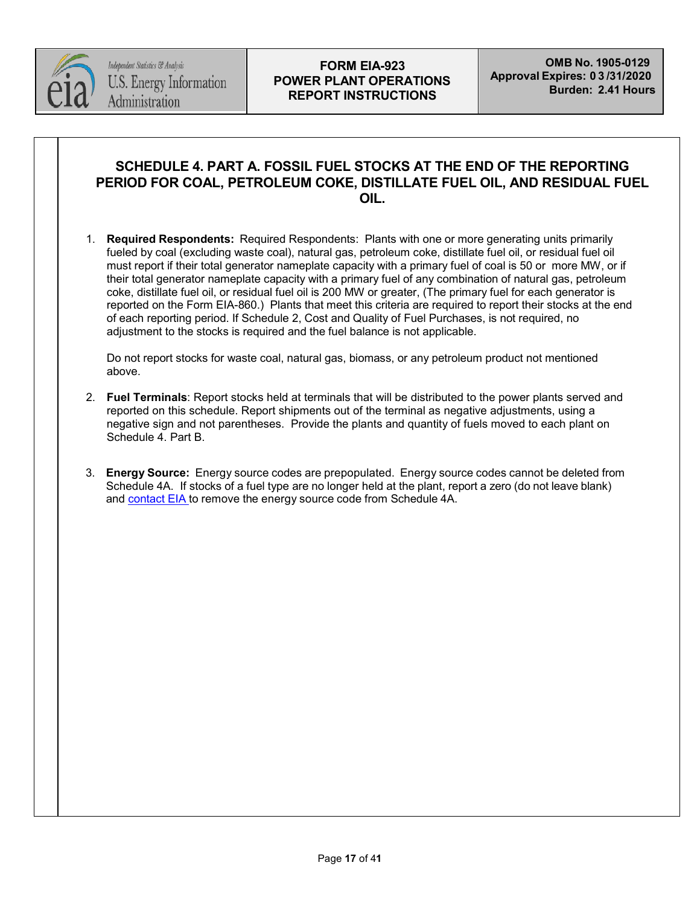## SCHEDULE 4. PART A. FOSSIL FUEL STOCKS AT THE END OF THE REPORTING PERIOD FOR COAL, PETROLEUM COKE, DISTILLATE FUEL OIL, AND RESIDUAL FUEL OIL.

1. **Required Respondents:** Required Respondents: Plants with one or more generating units primarily fueled by coal (excluding waste coal), natural gas, petroleum coke, distillate fuel oil, or residual fuel oil must report if their total generator nameplate capacity with a primary fuel of coal is 50 or more MW, or if their total generator nameplate capacity with a primary fuel of any combination of natural gas, petroleum coke, distillate fuel oil, or residual fuel oil is 200 MW or greater, (The primary fuel for each generator is reported on the Form EIA-860.) Plants that meet this criteria are required to report their stocks at the end of each reporting period. If Schedule 2, Cost and Quality of Fuel Purchases, is not required, no adjustment to the stocks is required and the fuel balance is not applicable.

   Do not report stocks for waste coal, natural gas, biomass, or any petroleum product not mentioned above.

2. **Fuel Terminals**: Report stocks held at terminals that will be distributed to the power plants served and reported on this schedule. Report shipments out of the terminal as negative adjustments, using a negative sign and not parentheses. Provide the plants and quantity of fuels moved to each plant on Schedule 4. Part B.

3. **Energy Source:** Energy source codes are prepopulated. Energy source codes cannot be deleted from Schedule 4A. If stocks of a fuel type are no longer held at the plant, report a zero (do not leave blank) and contact EIA to remove the energy source code from Schedule 4A.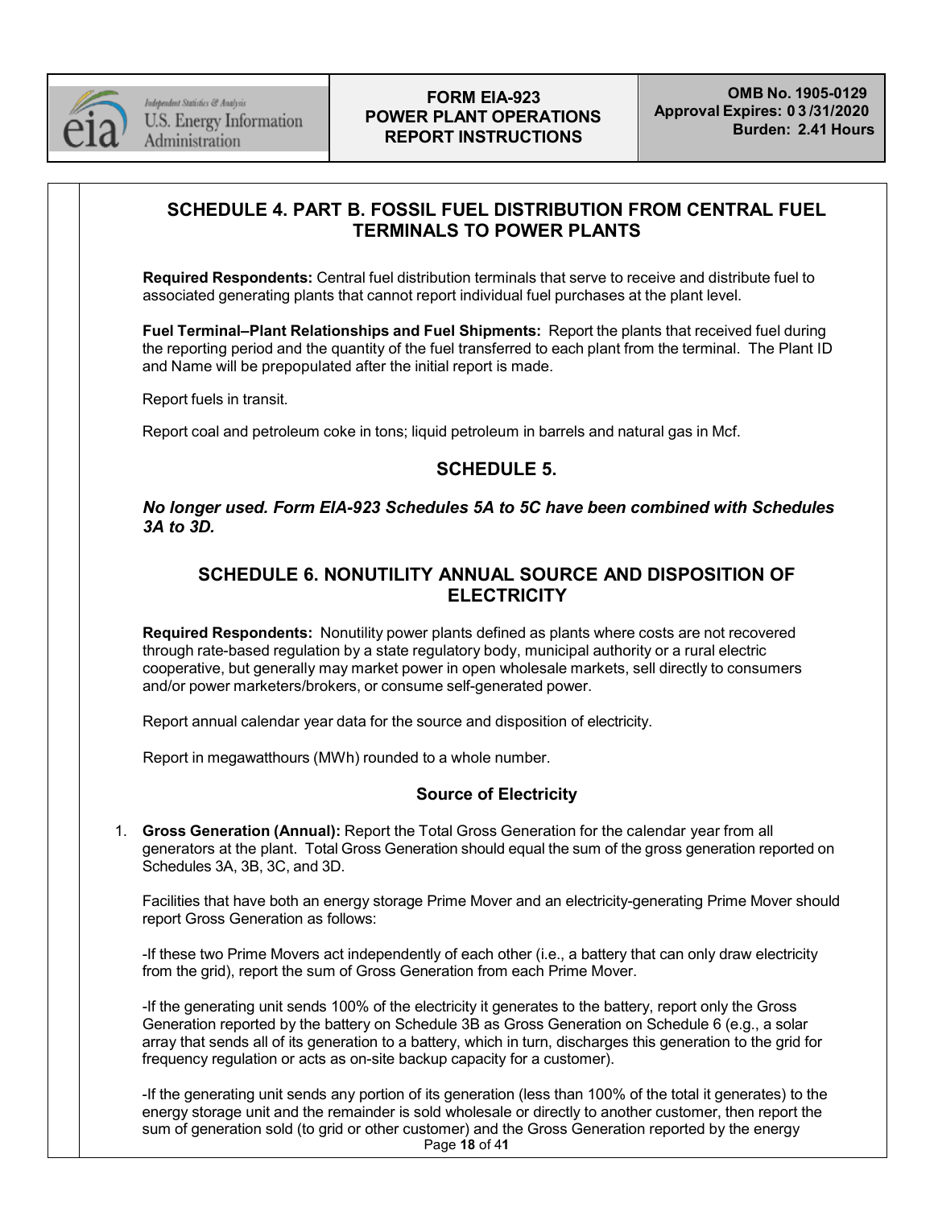## SCHEDULE 4. PART B. FOSSIL FUEL DISTRIBUTION FROM CENTRAL FUEL TERMINALS TO POWER PLANTS

**Required Respondents:** Central fuel distribution terminals that serve to receive and distribute fuel to associated generating plants that cannot report individual fuel purchases at the plant level.

**Fuel Terminal–Plant Relationships and Fuel Shipments:** Report the plants that received fuel during the reporting period and the quantity of the fuel transferred to each plant from the terminal. The Plant ID and Name will be prepopulated after the initial report is made.

Report fuels in transit.

Report coal and petroleum coke in tons; liquid petroleum in barrels and natural gas in Mcf.

## SCHEDULE 5.

***No longer used. Form EIA-923 Schedules 5A to 5C have been combined with Schedules 3A to 3D.***

## SCHEDULE 6. NONUTILITY ANNUAL SOURCE AND DISPOSITION OF ELECTRICITY

**Required Respondents:** Nonutility power plants defined as plants where costs are not recovered through rate-based regulation by a state regulatory body, municipal authority or a rural electric cooperative, but generally may market power in open wholesale markets, sell directly to consumers and/or power marketers/brokers, or consume self-generated power.

Report annual calendar year data for the source and disposition of electricity.

Report in megawatthours (MWh) rounded to a whole number.

### Source of Electricity

1. **Gross Generation (Annual):** Report the Total Gross Generation for the calendar year from all generators at the plant. Total Gross Generation should equal the sum of the gross generation reported on Schedules 3A, 3B, 3C, and 3D.

   Facilities that have both an energy storage Prime Mover and an electricity-generating Prime Mover should report Gross Generation as follows:

   -If these two Prime Movers act independently of each other (i.e., a battery that can only draw electricity from the grid), report the sum of Gross Generation from each Prime Mover.

   -If the generating unit sends 100% of the electricity it generates to the battery, report only the Gross Generation reported by the battery on Schedule 3B as Gross Generation on Schedule 6 (e.g., a solar array that sends all of its generation to a battery, which in turn, discharges this generation to the grid for frequency regulation or acts as on-site backup capacity for a customer).

   -If the generating unit sends any portion of its generation (less than 100% of the total it generates) to the energy storage unit and the remainder is sold wholesale or directly to another customer, then report the sum of generation sold (to grid or other customer) and the Gross Generation reported by the energy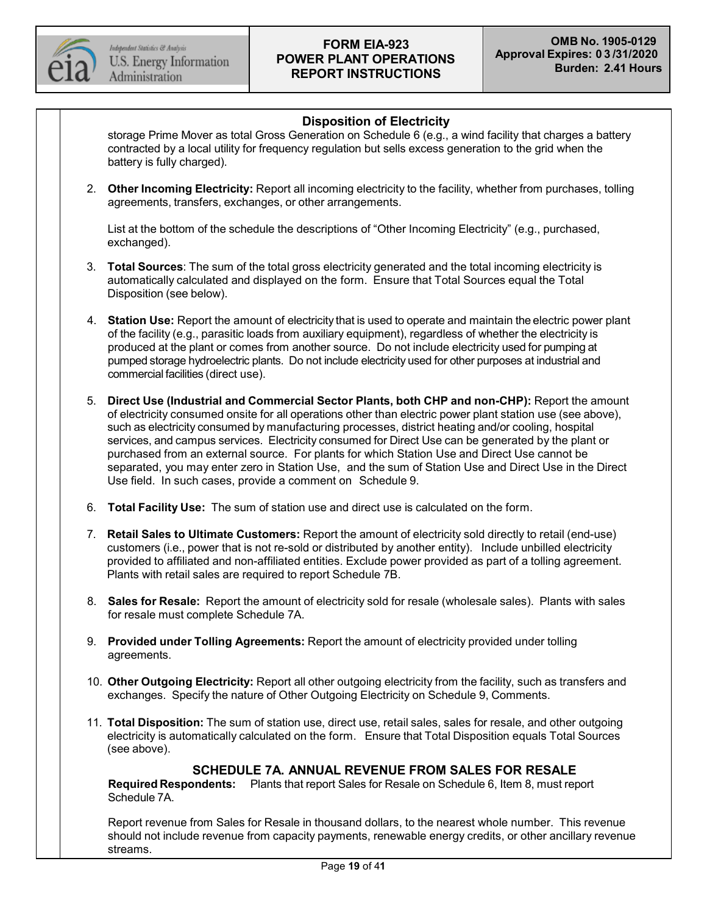## Disposition of Electricity

storage Prime Mover as total Gross Generation on Schedule 6 (e.g., a wind facility that charges a battery contracted by a local utility for frequency regulation but sells excess generation to the grid when the battery is fully charged).

2. **Other Incoming Electricity:** Report all incoming electricity to the facility, whether from purchases, tolling agreements, transfers, exchanges, or other arrangements.

   List at the bottom of the schedule the descriptions of "Other Incoming Electricity" (e.g., purchased, exchanged).

3. **Total Sources**: The sum of the total gross electricity generated and the total incoming electricity is automatically calculated and displayed on the form. Ensure that Total Sources equal the Total Disposition (see below).

4. **Station Use:** Report the amount of electricity that is used to operate and maintain the electric power plant of the facility (e.g., parasitic loads from auxiliary equipment), regardless of whether the electricity is produced at the plant or comes from another source. Do not include electricity used for pumping at pumped storage hydroelectric plants. Do not include electricity used for other purposes at industrial and commercial facilities (direct use).

5. **Direct Use (Industrial and Commercial Sector Plants, both CHP and non-CHP):** Report the amount of electricity consumed onsite for all operations other than electric power plant station use (see above), such as electricity consumed by manufacturing processes, district heating and/or cooling, hospital services, and campus services. Electricity consumed for Direct Use can be generated by the plant or purchased from an external source. For plants for which Station Use and Direct Use cannot be separated, you may enter zero in Station Use, and the sum of Station Use and Direct Use in the Direct Use field. In such cases, provide a comment on Schedule 9.

6. **Total Facility Use:** The sum of station use and direct use is calculated on the form.

7. **Retail Sales to Ultimate Customers:** Report the amount of electricity sold directly to retail (end-use) customers (i.e., power that is not re-sold or distributed by another entity). Include unbilled electricity provided to affiliated and non-affiliated entities. Exclude power provided as part of a tolling agreement. Plants with retail sales are required to report Schedule 7B.

8. **Sales for Resale:** Report the amount of electricity sold for resale (wholesale sales). Plants with sales for resale must complete Schedule 7A.

9. **Provided under Tolling Agreements:** Report the amount of electricity provided under tolling agreements.

10. **Other Outgoing Electricity:** Report all other outgoing electricity from the facility, such as transfers and exchanges. Specify the nature of Other Outgoing Electricity on Schedule 9, Comments.

11. **Total Disposition:** The sum of station use, direct use, retail sales, sales for resale, and other outgoing electricity is automatically calculated on the form. Ensure that Total Disposition equals Total Sources (see above).

## SCHEDULE 7A. ANNUAL REVENUE FROM SALES FOR RESALE

**Required Respondents:** Plants that report Sales for Resale on Schedule 6, Item 8, must report Schedule 7A.

Report revenue from Sales for Resale in thousand dollars, to the nearest whole number. This revenue should not include revenue from capacity payments, renewable energy credits, or other ancillary revenue streams.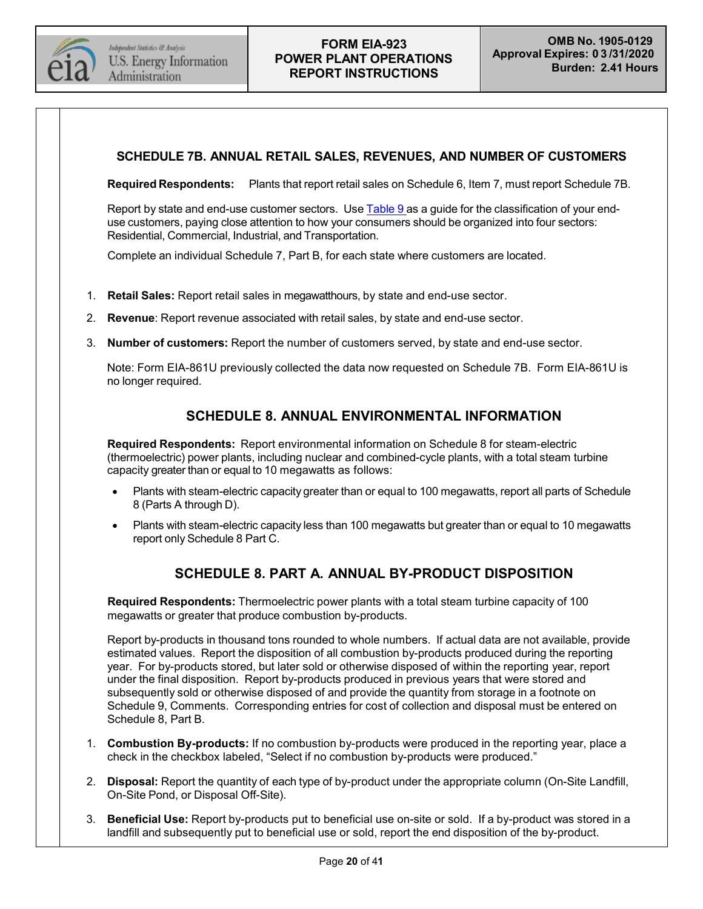## SCHEDULE 7B. ANNUAL RETAIL SALES, REVENUES, AND NUMBER OF CUSTOMERS

**Required Respondents:** Plants that report retail sales on Schedule 6, Item 7, must report Schedule 7B.

Report by state and end-use customer sectors. Use Table 9 as a guide for the classification of your end-use customers, paying close attention to how your consumers should be organized into four sectors: Residential, Commercial, Industrial, and Transportation.

Complete an individual Schedule 7, Part B, for each state where customers are located.

1. **Retail Sales:** Report retail sales in megawatthours, by state and end-use sector.
2. **Revenue**: Report revenue associated with retail sales, by state and end-use sector.
3. **Number of customers:** Report the number of customers served, by state and end-use sector.

   Note: Form EIA-861U previously collected the data now requested on Schedule 7B. Form EIA-861U is no longer required.

## SCHEDULE 8. ANNUAL ENVIRONMENTAL INFORMATION

**Required Respondents:** Report environmental information on Schedule 8 for steam-electric (thermoelectric) power plants, including nuclear and combined-cycle plants, with a total steam turbine capacity greater than or equal to 10 megawatts as follows:

- Plants with steam-electric capacity greater than or equal to 100 megawatts, report all parts of Schedule 8 (Parts A through D).
- Plants with steam-electric capacity less than 100 megawatts but greater than or equal to 10 megawatts report only Schedule 8 Part C.

## SCHEDULE 8. PART A. ANNUAL BY-PRODUCT DISPOSITION

**Required Respondents:** Thermoelectric power plants with a total steam turbine capacity of 100 megawatts or greater that produce combustion by-products.

Report by-products in thousand tons rounded to whole numbers. If actual data are not available, provide estimated values. Report the disposition of all combustion by-products produced during the reporting year. For by-products stored, but later sold or otherwise disposed of within the reporting year, report under the final disposition. Report by-products produced in previous years that were stored and subsequently sold or otherwise disposed of and provide the quantity from storage in a footnote on Schedule 9, Comments. Corresponding entries for cost of collection and disposal must be entered on Schedule 8, Part B.

1. **Combustion By-products:** If no combustion by-products were produced in the reporting year, place a check in the checkbox labeled, "Select if no combustion by-products were produced."
2. **Disposal:** Report the quantity of each type of by-product under the appropriate column (On-Site Landfill, On-Site Pond, or Disposal Off-Site).
3. **Beneficial Use:** Report by-products put to beneficial use on-site or sold. If a by-product was stored in a landfill and subsequently put to beneficial use or sold, report the end disposition of the by-product.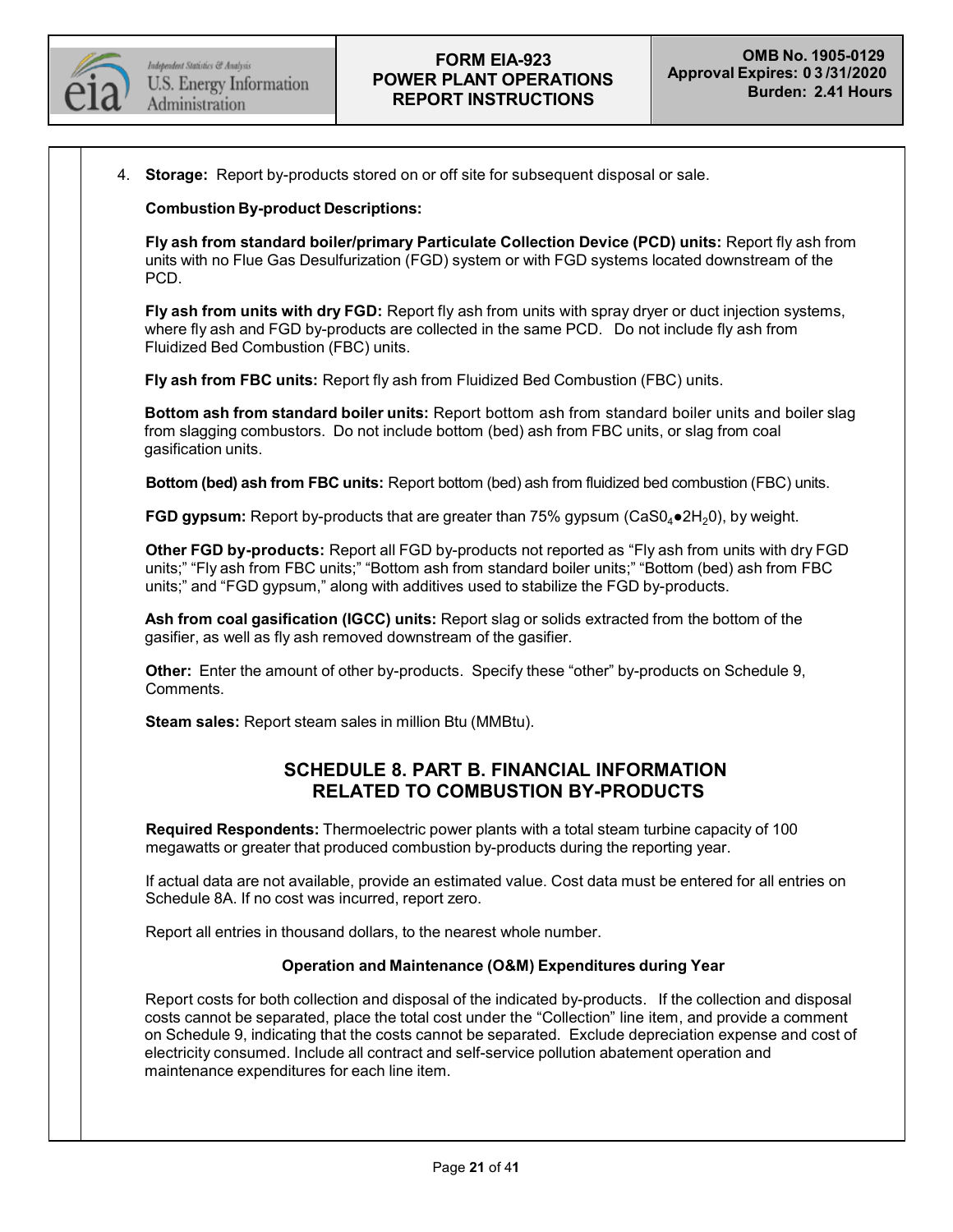4. **Storage:** Report by-products stored on or off site for subsequent disposal or sale.

**Combustion By-product Descriptions:**

**Fly ash from standard boiler/primary Particulate Collection Device (PCD) units:** Report fly ash from units with no Flue Gas Desulfurization (FGD) system or with FGD systems located downstream of the PCD.

**Fly ash from units with dry FGD:** Report fly ash from units with spray dryer or duct injection systems, where fly ash and FGD by-products are collected in the same PCD. Do not include fly ash from Fluidized Bed Combustion (FBC) units.

**Fly ash from FBC units:** Report fly ash from Fluidized Bed Combustion (FBC) units.

**Bottom ash from standard boiler units:** Report bottom ash from standard boiler units and boiler slag from slagging combustors. Do not include bottom (bed) ash from FBC units, or slag from coal gasification units.

**Bottom (bed) ash from FBC units:** Report bottom (bed) ash from fluidized bed combustion (FBC) units.

**FGD gypsum:** Report by-products that are greater than 75% gypsum ($CaS0_4 \bullet 2H_20$), by weight.

**Other FGD by-products:** Report all FGD by-products not reported as "Fly ash from units with dry FGD units;" "Fly ash from FBC units;" "Bottom ash from standard boiler units;" "Bottom (bed) ash from FBC units;" and "FGD gypsum," along with additives used to stabilize the FGD by-products.

**Ash from coal gasification (IGCC) units:** Report slag or solids extracted from the bottom of the gasifier, as well as fly ash removed downstream of the gasifier.

**Other:** Enter the amount of other by-products. Specify these "other" by-products on Schedule 9, Comments.

**Steam sales:** Report steam sales in million Btu (MMBtu).

## SCHEDULE 8. PART B. FINANCIAL INFORMATION RELATED TO COMBUSTION BY-PRODUCTS

**Required Respondents:** Thermoelectric power plants with a total steam turbine capacity of 100 megawatts or greater that produced combustion by-products during the reporting year.

If actual data are not available, provide an estimated value. Cost data must be entered for all entries on Schedule 8A. If no cost was incurred, report zero.

Report all entries in thousand dollars, to the nearest whole number.

**Operation and Maintenance (O&M) Expenditures during Year**

Report costs for both collection and disposal of the indicated by-products. If the collection and disposal costs cannot be separated, place the total cost under the "Collection" line item, and provide a comment on Schedule 9, indicating that the costs cannot be separated. Exclude depreciation expense and cost of electricity consumed. Include all contract and self-service pollution abatement operation and maintenance expenditures for each line item.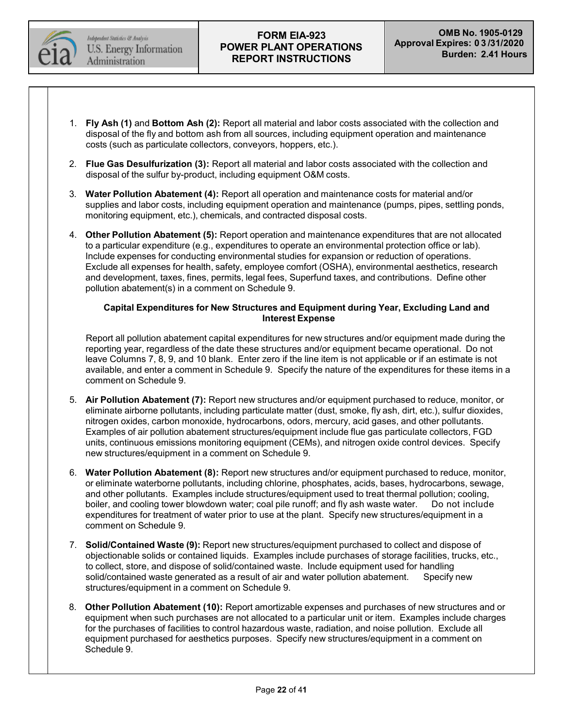1. **Fly Ash (1)** and **Bottom Ash (2):** Report all material and labor costs associated with the collection and disposal of the fly and bottom ash from all sources, including equipment operation and maintenance costs (such as particulate collectors, conveyors, hoppers, etc.).

2. **Flue Gas Desulfurization (3):** Report all material and labor costs associated with the collection and disposal of the sulfur by-product, including equipment O&M costs.

3. **Water Pollution Abatement (4):** Report all operation and maintenance costs for material and/or supplies and labor costs, including equipment operation and maintenance (pumps, pipes, settling ponds, monitoring equipment, etc.), chemicals, and contracted disposal costs.

4. **Other Pollution Abatement (5):** Report operation and maintenance expenditures that are not allocated to a particular expenditure (e.g., expenditures to operate an environmental protection office or lab). Include expenses for conducting environmental studies for expansion or reduction of operations. Exclude all expenses for health, safety, employee comfort (OSHA), environmental aesthetics, research and development, taxes, fines, permits, legal fees, Superfund taxes, and contributions. Define other pollution abatement(s) in a comment on Schedule 9.

**Capital Expenditures for New Structures and Equipment during Year, Excluding Land and Interest Expense**

Report all pollution abatement capital expenditures for new structures and/or equipment made during the reporting year, regardless of the date these structures and/or equipment became operational. Do not leave Columns 7, 8, 9, and 10 blank. Enter zero if the line item is not applicable or if an estimate is not available, and enter a comment in Schedule 9. Specify the nature of the expenditures for these items in a comment on Schedule 9.

5. **Air Pollution Abatement (7):** Report new structures and/or equipment purchased to reduce, monitor, or eliminate airborne pollutants, including particulate matter (dust, smoke, fly ash, dirt, etc.), sulfur dioxides, nitrogen oxides, carbon monoxide, hydrocarbons, odors, mercury, acid gases, and other pollutants. Examples of air pollution abatement structures/equipment include flue gas particulate collectors, FGD units, continuous emissions monitoring equipment (CEMs), and nitrogen oxide control devices. Specify new structures/equipment in a comment on Schedule 9.

6. **Water Pollution Abatement (8):** Report new structures and/or equipment purchased to reduce, monitor, or eliminate waterborne pollutants, including chlorine, phosphates, acids, bases, hydrocarbons, sewage, and other pollutants. Examples include structures/equipment used to treat thermal pollution; cooling, boiler, and cooling tower blowdown water; coal pile runoff; and fly ash waste water. Do not include expenditures for treatment of water prior to use at the plant. Specify new structures/equipment in a comment on Schedule 9.

7. **Solid/Contained Waste (9):** Report new structures/equipment purchased to collect and dispose of objectionable solids or contained liquids. Examples include purchases of storage facilities, trucks, etc., to collect, store, and dispose of solid/contained waste. Include equipment used for handling solid/contained waste generated as a result of air and water pollution abatement. Specify new structures/equipment in a comment on Schedule 9.

8. **Other Pollution Abatement (10):** Report amortizable expenses and purchases of new structures and or equipment when such purchases are not allocated to a particular unit or item. Examples include charges for the purchases of facilities to control hazardous waste, radiation, and noise pollution. Exclude all equipment purchased for aesthetics purposes. Specify new structures/equipment in a comment on Schedule 9.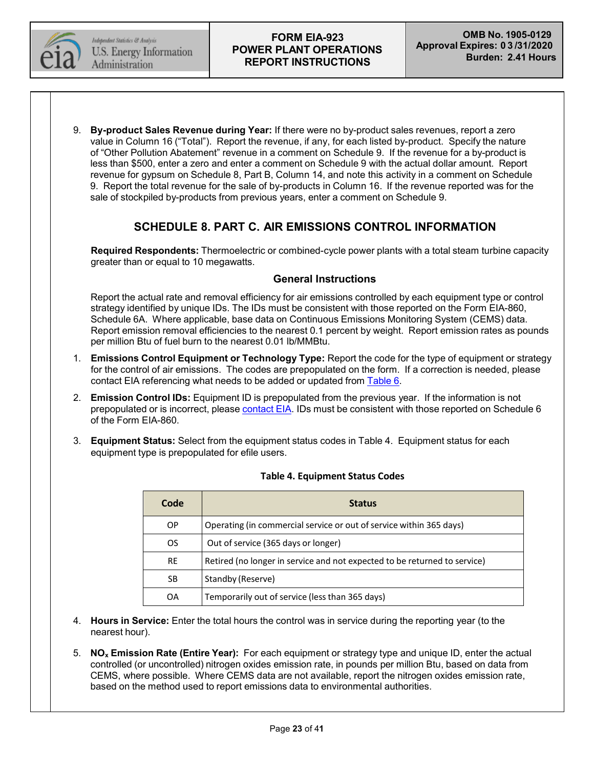9. **By-product Sales Revenue during Year:** If there were no by-product sales revenues, report a zero value in Column 16 (“Total”). Report the revenue, if any, for each listed by-product. Specify the nature of “Other Pollution Abatement” revenue in a comment on Schedule 9. If the revenue for a by-product is less than $500, enter a zero and enter a comment on Schedule 9 with the actual dollar amount. Report revenue for gypsum on Schedule 8, Part B, Column 14, and note this activity in a comment on Schedule 9. Report the total revenue for the sale of by-products in Column 16. If the revenue reported was for the sale of stockpiled by-products from previous years, enter a comment on Schedule 9.

## SCHEDULE 8. PART C. AIR EMISSIONS CONTROL INFORMATION

**Required Respondents:** Thermoelectric or combined-cycle power plants with a total steam turbine capacity greater than or equal to 10 megawatts.

### General Instructions

Report the actual rate and removal efficiency for air emissions controlled by each equipment type or control strategy identified by unique IDs. The IDs must be consistent with those reported on the Form EIA-860, Schedule 6A. Where applicable, base data on Continuous Emissions Monitoring System (CEMS) data. Report emission removal efficiencies to the nearest 0.1 percent by weight. Report emission rates as pounds per million Btu of fuel burn to the nearest 0.01 lb/MMBtu.

1. **Emissions Control Equipment or Technology Type:** Report the code for the type of equipment or strategy for the control of air emissions. The codes are prepopulated on the form. If a correction is needed, please contact EIA referencing what needs to be added or updated from Table 6.

2. **Emission Control IDs:** Equipment ID is prepopulated from the previous year. If the information is not prepopulated or is incorrect, please contact EIA. IDs must be consistent with those reported on Schedule 6 of the Form EIA-860.

3. **Equipment Status:** Select from the equipment status codes in Table 4. Equipment status for each equipment type is prepopulated for efile users.

**Table 4. Equipment Status Codes**

| Code | Status |
| --- | --- |
| OP | Operating (in commercial service or out of service within 365 days) |
| OS | Out of service (365 days or longer) |
| RE | Retired (no longer in service and not expected to be returned to service) |
| SB | Standby (Reserve) |
| OA | Temporarily out of service (less than 365 days) |

4. **Hours in Service:** Enter the total hours the control was in service during the reporting year (to the nearest hour).

5. **$NO_x$ Emission Rate (Entire Year):** For each equipment or strategy type and unique ID, enter the actual controlled (or uncontrolled) nitrogen oxides emission rate, in pounds per million Btu, based on data from CEMS, where possible. Where CEMS data are not available, report the nitrogen oxides emission rate, based on the method used to report emissions data to environmental authorities.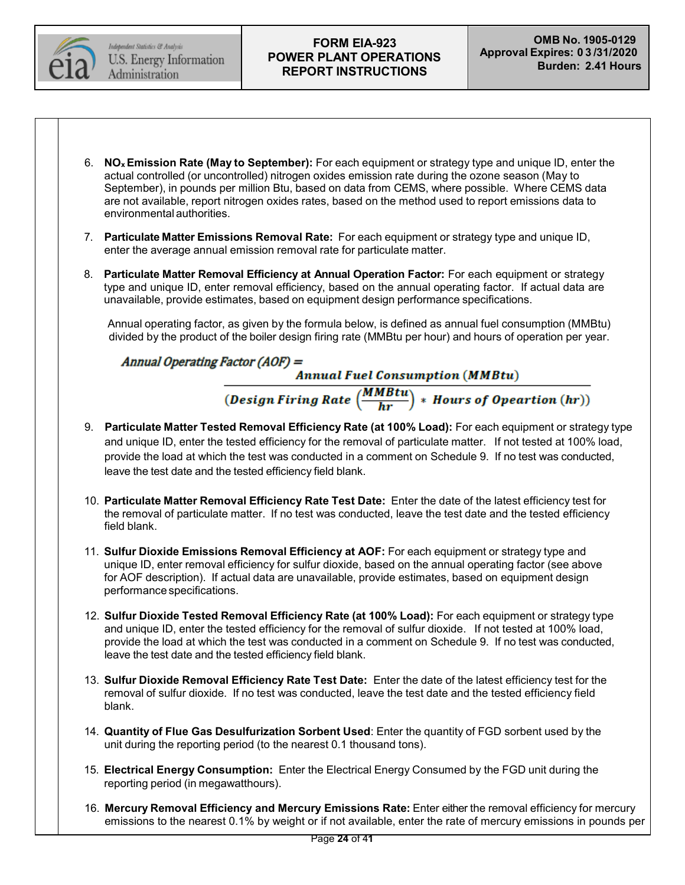6. **$NO_x$ Emission Rate (May to September):** For each equipment or strategy type and unique ID, enter the actual controlled (or uncontrolled) nitrogen oxides emission rate during the ozone season (May to September), in pounds per million Btu, based on data from CEMS, where possible. Where CEMS data are not available, report nitrogen oxides rates, based on the method used to report emissions data to environmental authorities.

7. **Particulate Matter Emissions Removal Rate:** For each equipment or strategy type and unique ID, enter the average annual emission removal rate for particulate matter.

8. **Particulate Matter Removal Efficiency at Annual Operation Factor:** For each equipment or strategy type and unique ID, enter removal efficiency, based on the annual operating factor. If actual data are unavailable, provide estimates, based on equipment design performance specifications.

   Annual operating factor, as given by the formula below, is defined as annual fuel consumption (MMBtu) divided by the product of the boiler design firing rate (MMBtu per hour) and hours of operation per year.

$$\textit{Annual Operating Factor (AOF)} = \frac{\textbf{Annual Fuel Consumption } (\textbf{MMBtu})}{\left(\textbf{Design Firing Rate } \left(\frac{\textbf{MMBtu}}{\textbf{hr}}\right) * \textbf{ Hours of Opeartion } (\textbf{hr})\right)}$$

9. **Particulate Matter Tested Removal Efficiency Rate (at 100% Load):** For each equipment or strategy type and unique ID, enter the tested efficiency for the removal of particulate matter. If not tested at 100% load, provide the load at which the test was conducted in a comment on Schedule 9. If no test was conducted, leave the test date and the tested efficiency field blank.

10. **Particulate Matter Removal Efficiency Rate Test Date:** Enter the date of the latest efficiency test for the removal of particulate matter. If no test was conducted, leave the test date and the tested efficiency field blank.

11. **Sulfur Dioxide Emissions Removal Efficiency at AOF:** For each equipment or strategy type and unique ID, enter removal efficiency for sulfur dioxide, based on the annual operating factor (see above for AOF description). If actual data are unavailable, provide estimates, based on equipment design performance specifications.

12. **Sulfur Dioxide Tested Removal Efficiency Rate (at 100% Load):** For each equipment or strategy type and unique ID, enter the tested efficiency for the removal of sulfur dioxide. If not tested at 100% load, provide the load at which the test was conducted in a comment on Schedule 9. If no test was conducted, leave the test date and the tested efficiency field blank.

13. **Sulfur Dioxide Removal Efficiency Rate Test Date:** Enter the date of the latest efficiency test for the removal of sulfur dioxide. If no test was conducted, leave the test date and the tested efficiency field blank.

14. **Quantity of Flue Gas Desulfurization Sorbent Used**: Enter the quantity of FGD sorbent used by the unit during the reporting period (to the nearest 0.1 thousand tons).

15. **Electrical Energy Consumption:** Enter the Electrical Energy Consumed by the FGD unit during the reporting period (in megawatthours).

16. **Mercury Removal Efficiency and Mercury Emissions Rate:** Enter either the removal efficiency for mercury emissions to the nearest 0.1% by weight or if not available, enter the rate of mercury emissions in pounds per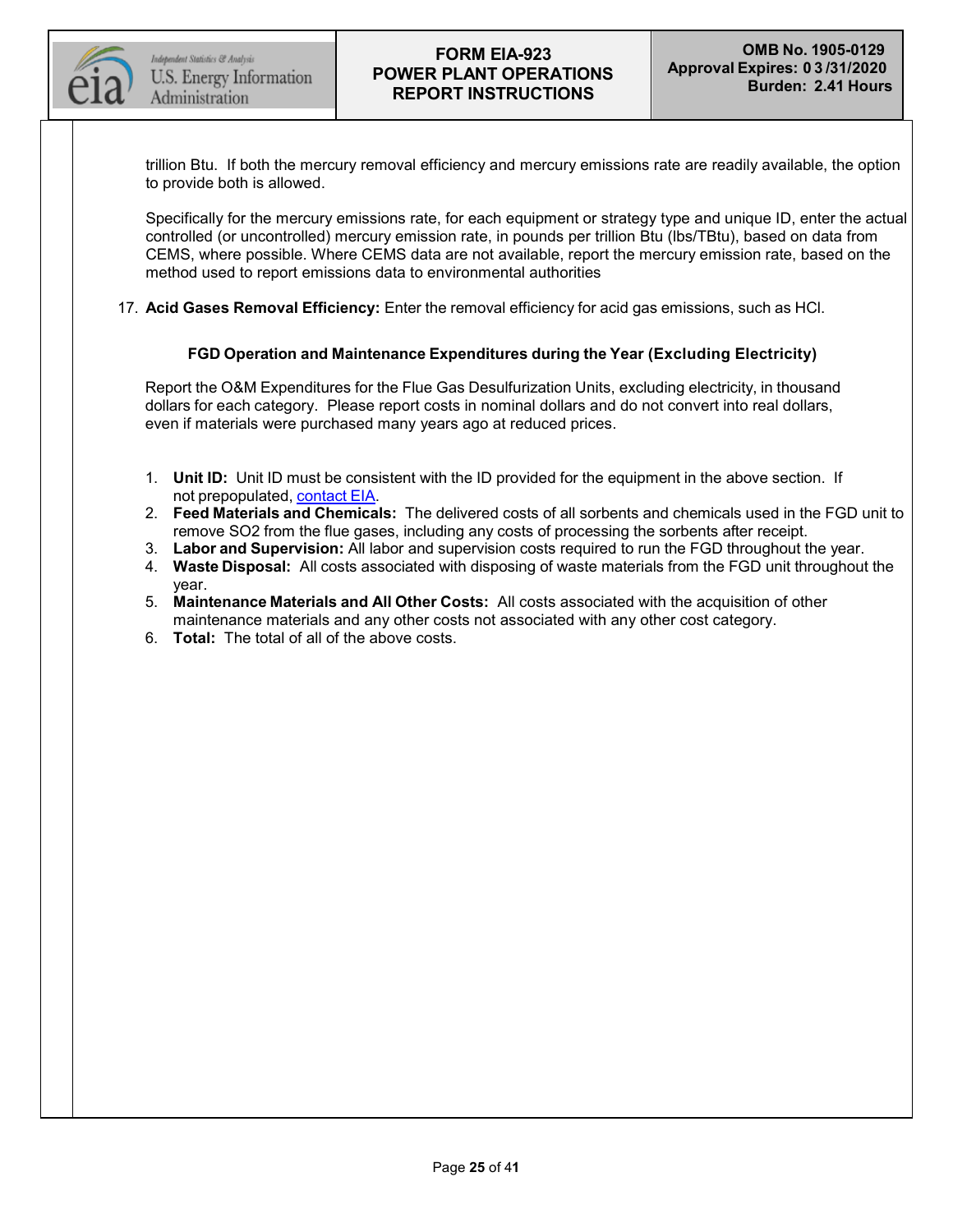trillion Btu. If both the mercury removal efficiency and mercury emissions rate are readily available, the option to provide both is allowed.

Specifically for the mercury emissions rate, for each equipment or strategy type and unique ID, enter the actual controlled (or uncontrolled) mercury emission rate, in pounds per trillion Btu (lbs/TBtu), based on data from CEMS, where possible. Where CEMS data are not available, report the mercury emission rate, based on the method used to report emissions data to environmental authorities

17. **Acid Gases Removal Efficiency:** Enter the removal efficiency for acid gas emissions, such as HCl.

### FGD Operation and Maintenance Expenditures during the Year (Excluding Electricity)

Report the O&M Expenditures for the Flue Gas Desulfurization Units, excluding electricity, in thousand dollars for each category. Please report costs in nominal dollars and do not convert into real dollars, even if materials were purchased many years ago at reduced prices.

1. **Unit ID:** Unit ID must be consistent with the ID provided for the equipment in the above section. If not prepopulated, contact EIA.
2. **Feed Materials and Chemicals:** The delivered costs of all sorbents and chemicals used in the FGD unit to remove $SO_2$ from the flue gases, including any costs of processing the sorbents after receipt.
3. **Labor and Supervision:** All labor and supervision costs required to run the FGD throughout the year.
4. **Waste Disposal:** All costs associated with disposing of waste materials from the FGD unit throughout the year.
5. **Maintenance Materials and All Other Costs:** All costs associated with the acquisition of other maintenance materials and any other costs not associated with any other cost category.
6. **Total:** The total of all of the above costs.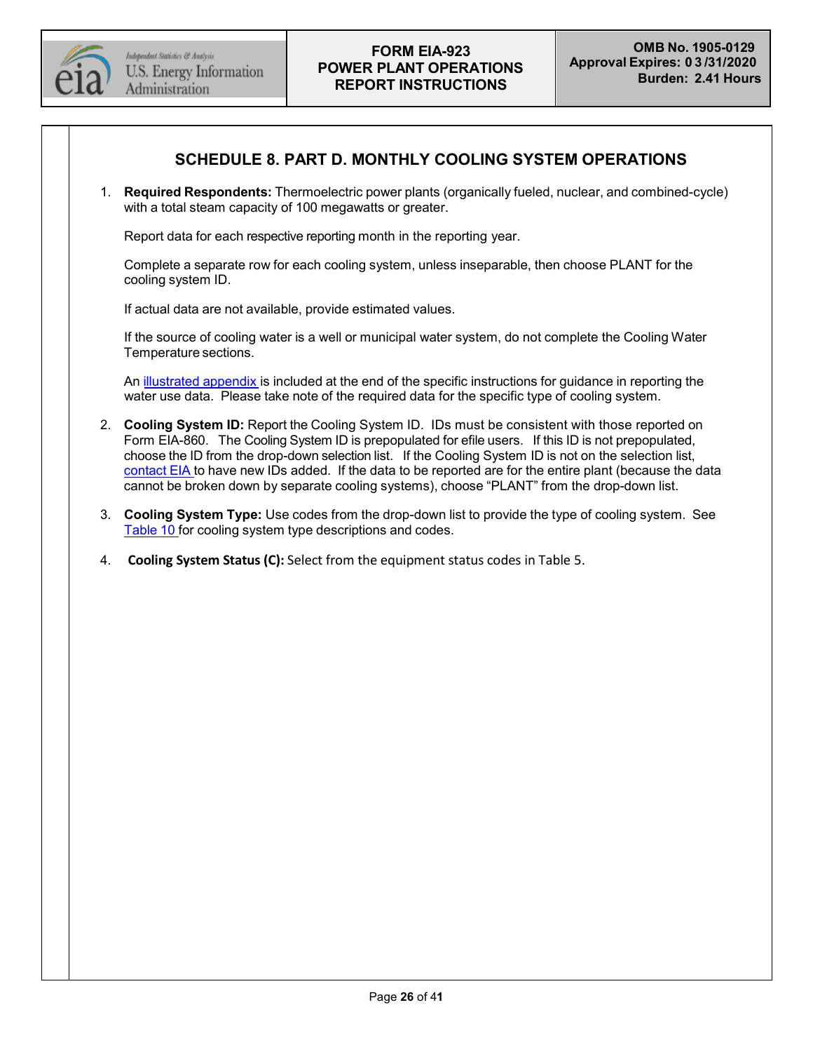## SCHEDULE 8. PART D. MONTHLY COOLING SYSTEM OPERATIONS

1. **Required Respondents:** Thermoelectric power plants (organically fueled, nuclear, and combined-cycle) with a total steam capacity of 100 megawatts or greater.

   Report data for each respective reporting month in the reporting year.

   Complete a separate row for each cooling system, unless inseparable, then choose PLANT for the cooling system ID.

   If actual data are not available, provide estimated values.

   If the source of cooling water is a well or municipal water system, do not complete the Cooling Water Temperature sections.

   An illustrated appendix is included at the end of the specific instructions for guidance in reporting the water use data. Please take note of the required data for the specific type of cooling system.

2. **Cooling System ID:** Report the Cooling System ID. IDs must be consistent with those reported on Form EIA-860. The Cooling System ID is prepopulated for efile users. If this ID is not prepopulated, choose the ID from the drop-down selection list. If the Cooling System ID is not on the selection list, contact EIA to have new IDs added. If the data to be reported are for the entire plant (because the data cannot be broken down by separate cooling systems), choose "PLANT" from the drop-down list.

3. **Cooling System Type:** Use codes from the drop-down list to provide the type of cooling system. See Table 10 for cooling system type descriptions and codes.

4. **Cooling System Status (C):** Select from the equipment status codes in Table 5.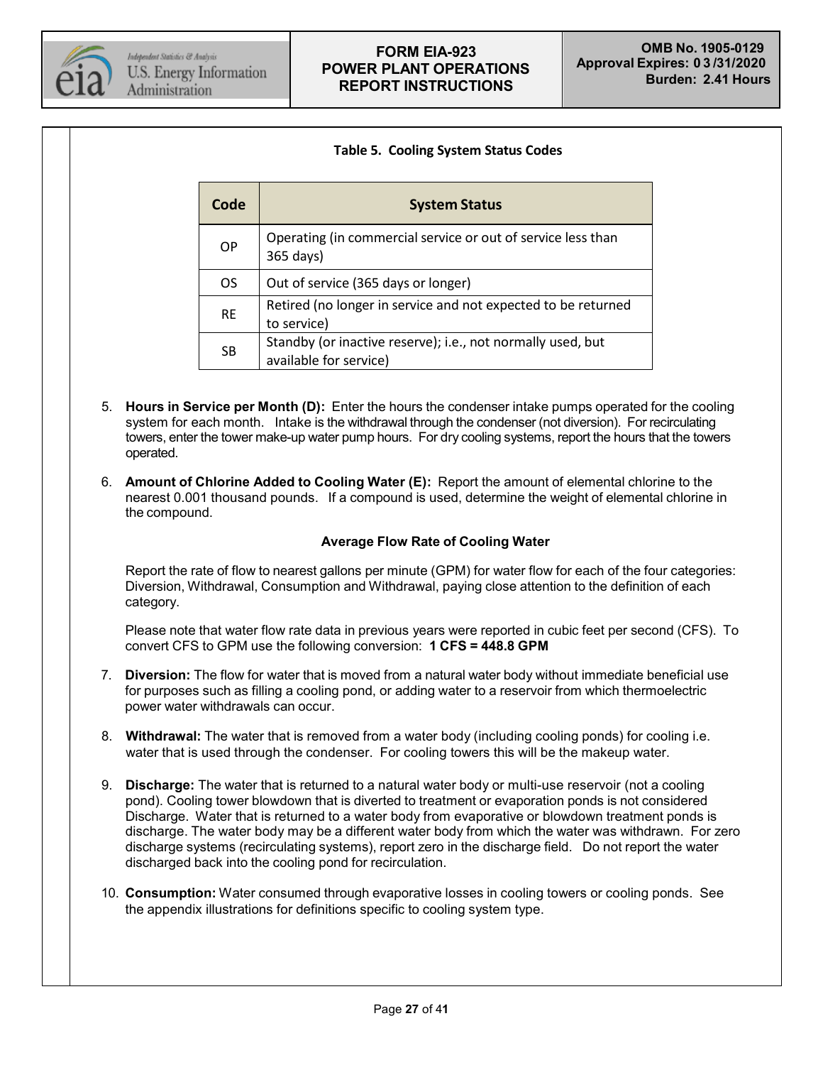**Table 5. Cooling System Status Codes**

| Code | System Status |
|---|---|
| OP | Operating (in commercial service or out of service less than 365 days) |
| OS | Out of service (365 days or longer) |
| RE | Retired (no longer in service and not expected to be returned to service) |
| SB | Standby (or inactive reserve); i.e., not normally used, but available for service) |

5. **Hours in Service per Month (D):** Enter the hours the condenser intake pumps operated for the cooling system for each month. Intake is the withdrawal through the condenser (not diversion). For recirculating towers, enter the tower make-up water pump hours. For dry cooling systems, report the hours that the towers operated.

6. **Amount of Chlorine Added to Cooling Water (E):** Report the amount of elemental chlorine to the nearest 0.001 thousand pounds. If a compound is used, determine the weight of elemental chlorine in the compound.

**Average Flow Rate of Cooling Water**

Report the rate of flow to nearest gallons per minute (GPM) for water flow for each of the four categories: Diversion, Withdrawal, Consumption and Withdrawal, paying close attention to the definition of each category.

Please note that water flow rate data in previous years were reported in cubic feet per second (CFS). To convert CFS to GPM use the following conversion: **1 CFS = 448.8 GPM**

7. **Diversion:** The flow for water that is moved from a natural water body without immediate beneficial use for purposes such as filling a cooling pond, or adding water to a reservoir from which thermoelectric power water withdrawals can occur.

8. **Withdrawal:** The water that is removed from a water body (including cooling ponds) for cooling i.e. water that is used through the condenser. For cooling towers this will be the makeup water.

9. **Discharge:** The water that is returned to a natural water body or multi-use reservoir (not a cooling pond). Cooling tower blowdown that is diverted to treatment or evaporation ponds is not considered Discharge. Water that is returned to a water body from evaporative or blowdown treatment ponds is discharge. The water body may be a different water body from which the water was withdrawn. For zero discharge systems (recirculating systems), report zero in the discharge field. Do not report the water discharged back into the cooling pond for recirculation.

10. **Consumption:** Water consumed through evaporative losses in cooling towers or cooling ponds. See the appendix illustrations for definitions specific to cooling system type.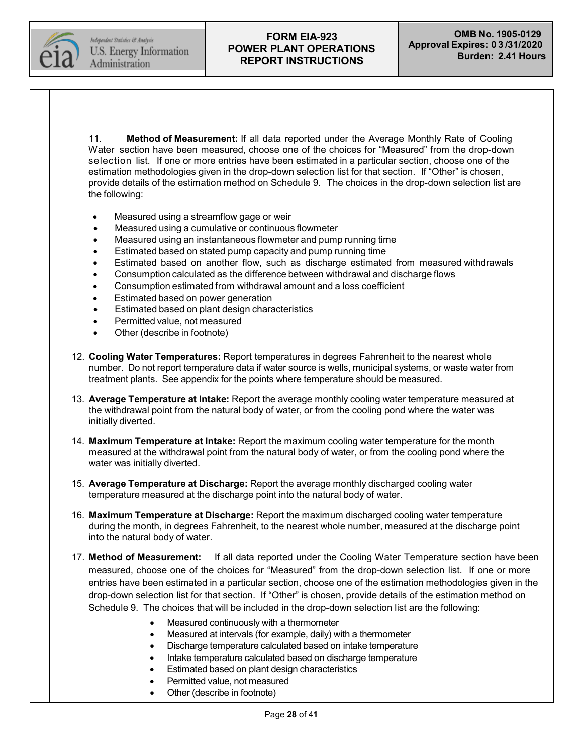11. **Method of Measurement:** If all data reported under the Average Monthly Rate of Cooling Water section have been measured, choose one of the choices for "Measured" from the drop-down selection list. If one or more entries have been estimated in a particular section, choose one of the estimation methodologies given in the drop-down selection list for that section. If "Other" is chosen, provide details of the estimation method on Schedule 9. The choices in the drop-down selection list are the following:

    - Measured using a streamflow gage or weir
    - Measured using a cumulative or continuous flowmeter
    - Measured using an instantaneous flowmeter and pump running time
    - Estimated based on stated pump capacity and pump running time
    - Estimated based on another flow, such as discharge estimated from measured withdrawals
    - Consumption calculated as the difference between withdrawal and discharge flows
    - Consumption estimated from withdrawal amount and a loss coefficient
    - Estimated based on power generation
    - Estimated based on plant design characteristics
    - Permitted value, not measured
    - Other (describe in footnote)

12. **Cooling Water Temperatures:** Report temperatures in degrees Fahrenheit to the nearest whole number. Do not report temperature data if water source is wells, municipal systems, or waste water from treatment plants. See appendix for the points where temperature should be measured.

13. **Average Temperature at Intake:** Report the average monthly cooling water temperature measured at the withdrawal point from the natural body of water, or from the cooling pond where the water was initially diverted.

14. **Maximum Temperature at Intake:** Report the maximum cooling water temperature for the month measured at the withdrawal point from the natural body of water, or from the cooling pond where the water was initially diverted.

15. **Average Temperature at Discharge:** Report the average monthly discharged cooling water temperature measured at the discharge point into the natural body of water.

16. **Maximum Temperature at Discharge:** Report the maximum discharged cooling water temperature during the month, in degrees Fahrenheit, to the nearest whole number, measured at the discharge point into the natural body of water.

17. **Method of Measurement:** If all data reported under the Cooling Water Temperature section have been measured, choose one of the choices for "Measured" from the drop-down selection list. If one or more entries have been estimated in a particular section, choose one of the estimation methodologies given in the drop-down selection list for that section. If "Other" is chosen, provide details of the estimation method on Schedule 9. The choices that will be included in the drop-down selection list are the following:

    - Measured continuously with a thermometer
    - Measured at intervals (for example, daily) with a thermometer
    - Discharge temperature calculated based on intake temperature
    - Intake temperature calculated based on discharge temperature
    - Estimated based on plant design characteristics
    - Permitted value, not measured
    - Other (describe in footnote)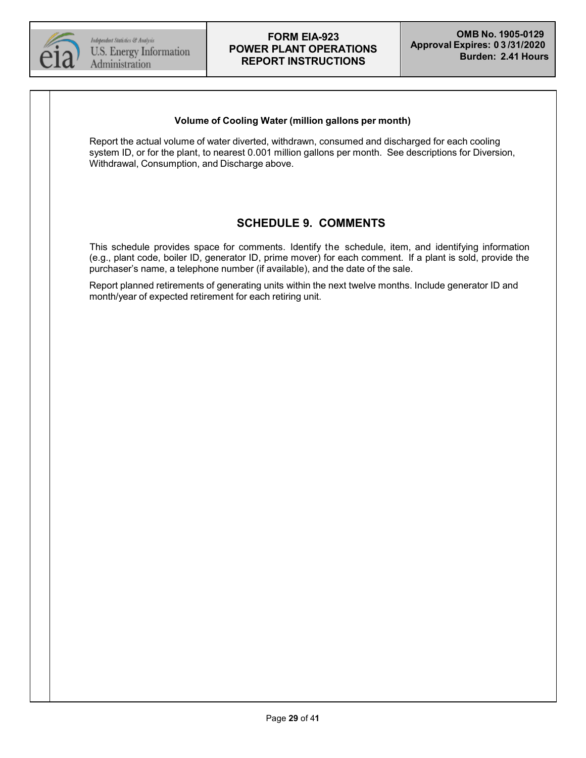### Volume of Cooling Water (million gallons per month)

Report the actual volume of water diverted, withdrawn, consumed and discharged for each cooling system ID, or for the plant, to nearest 0.001 million gallons per month. See descriptions for Diversion, Withdrawal, Consumption, and Discharge above.

## SCHEDULE 9. COMMENTS

This schedule provides space for comments. Identify the schedule, item, and identifying information (e.g., plant code, boiler ID, generator ID, prime mover) for each comment. If a plant is sold, provide the purchaser's name, a telephone number (if available), and the date of the sale.

Report planned retirements of generating units within the next twelve months. Include generator ID and month/year of expected retirement for each retiring unit.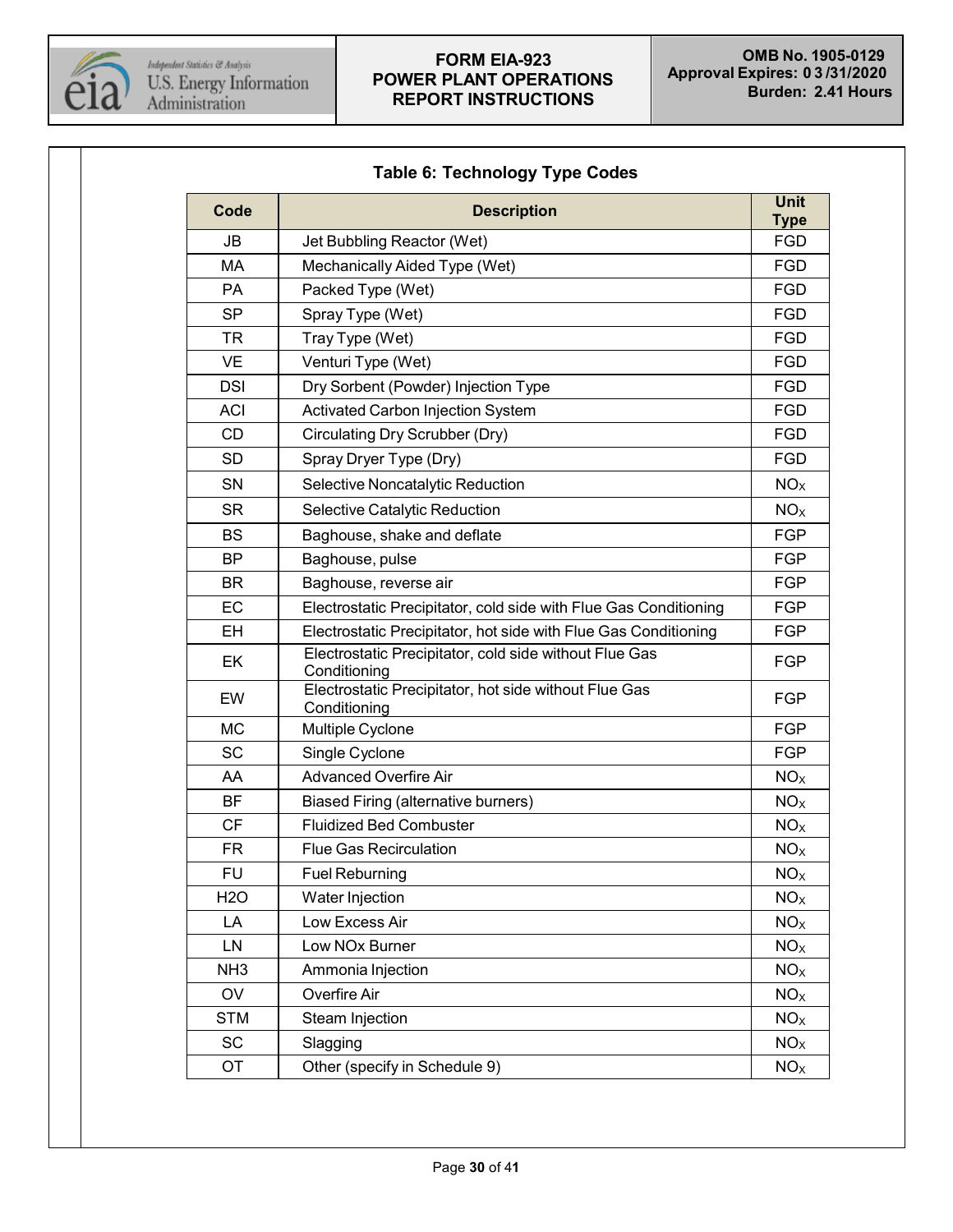### Table 6: Technology Type Codes

| Code | Description | Unit Type |
|---|---|---|
| JB | Jet Bubbling Reactor (Wet) | FGD |
| MA | Mechanically Aided Type (Wet) | FGD |
| PA | Packed Type (Wet) | FGD |
| SP | Spray Type (Wet) | FGD |
| TR | Tray Type (Wet) | FGD |
| VE | Venturi Type (Wet) | FGD |
| DSI | Dry Sorbent (Powder) Injection Type | FGD |
| ACI | Activated Carbon Injection System | FGD |
| CD | Circulating Dry Scrubber (Dry) | FGD |
| SD | Spray Dryer Type (Dry) | FGD |
| SN | Selective Noncatalytic Reduction | $NO_X$ |
| SR | Selective Catalytic Reduction | $NO_X$ |
| BS | Baghouse, shake and deflate | FGP |
| BP | Baghouse, pulse | FGP |
| BR | Baghouse, reverse air | FGP |
| EC | Electrostatic Precipitator, cold side with Flue Gas Conditioning | FGP |
| EH | Electrostatic Precipitator, hot side with Flue Gas Conditioning | FGP |
| EK | Electrostatic Precipitator, cold side without Flue Gas Conditioning | FGP |
| EW | Electrostatic Precipitator, hot side without Flue Gas Conditioning | FGP |
| MC | Multiple Cyclone | FGP |
| SC | Single Cyclone | FGP |
| AA | Advanced Overfire Air | $NO_X$ |
| BF | Biased Firing (alternative burners) | $NO_X$ |
| CF | Fluidized Bed Combuster | $NO_X$ |
| FR | Flue Gas Recirculation | $NO_X$ |
| FU | Fuel Reburning | $NO_X$ |
| H2O | Water Injection | $NO_X$ |
| LA | Low Excess Air | $NO_X$ |
| LN | Low NOx Burner | $NO_X$ |
| NH3 | Ammonia Injection | $NO_X$ |
| OV | Overfire Air | $NO_X$ |
| STM | Steam Injection | $NO_X$ |
| SC | Slagging | $NO_X$ |
| OT | Other (specify in Schedule 9) | $NO_X$ |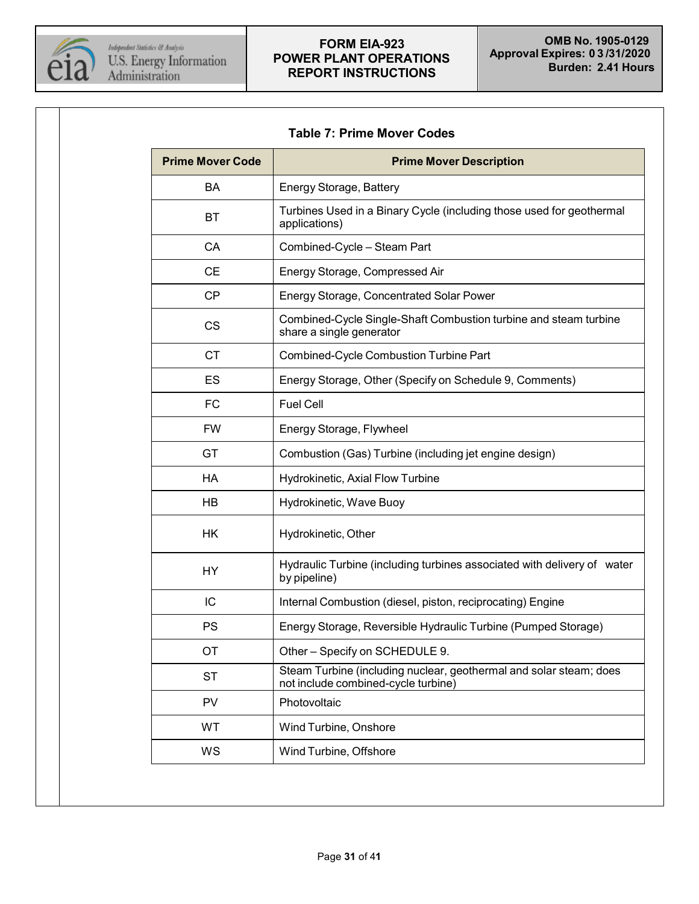### Table 7: Prime Mover Codes

| Prime Mover Code | Prime Mover Description |
|---|---|
| BA | Energy Storage, Battery |
| BT | Turbines Used in a Binary Cycle (including those used for geothermal applications) |
| CA | Combined-Cycle – Steam Part |
| CE | Energy Storage, Compressed Air |
| CP | Energy Storage, Concentrated Solar Power |
| CS | Combined-Cycle Single-Shaft Combustion turbine and steam turbine share a single generator |
| CT | Combined-Cycle Combustion Turbine Part |
| ES | Energy Storage, Other (Specify on Schedule 9, Comments) |
| FC | Fuel Cell |
| FW | Energy Storage, Flywheel |
| GT | Combustion (Gas) Turbine (including jet engine design) |
| HA | Hydrokinetic, Axial Flow Turbine |
| HB | Hydrokinetic, Wave Buoy |
| HK | Hydrokinetic, Other |
| HY | Hydraulic Turbine (including turbines associated with delivery of water by pipeline) |
| IC | Internal Combustion (diesel, piston, reciprocating) Engine |
| PS | Energy Storage, Reversible Hydraulic Turbine (Pumped Storage) |
| OT | Other – Specify on SCHEDULE 9. |
| ST | Steam Turbine (including nuclear, geothermal and solar steam; does not include combined-cycle turbine) |
| PV | Photovoltaic |
| WT | Wind Turbine, Onshore |
| WS | Wind Turbine, Offshore |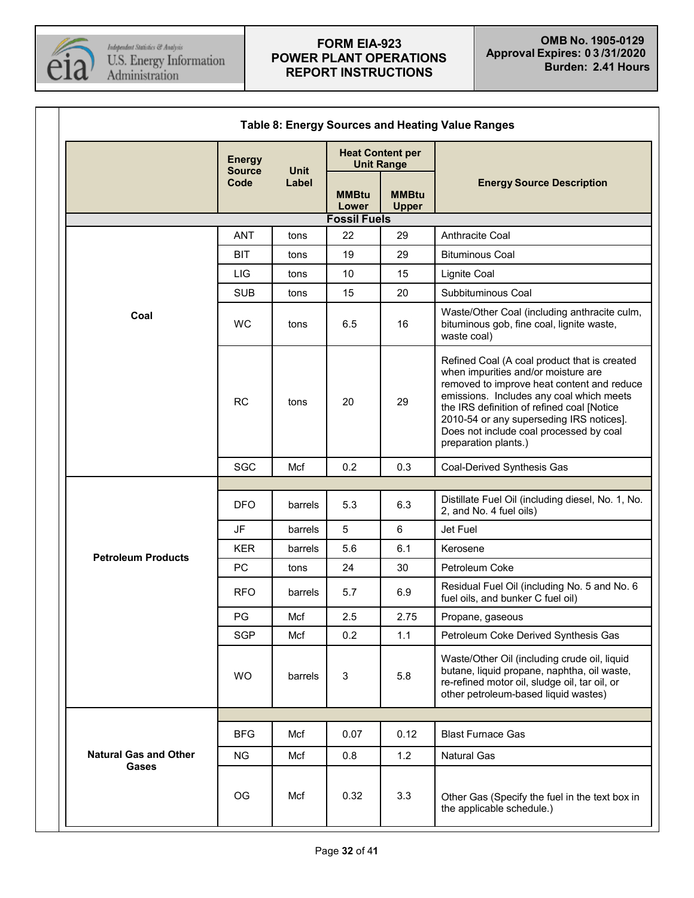### Table 8: Energy Sources and Heating Value Ranges

| | Energy Source Code | Unit Label | Heat Content per Unit Range | | Energy Source Description |
|---|---|---|---|---|---|
| | | | MMBtu Lower | MMBtu Upper | |
| **Fossil Fuels** | | | | | |
| Coal | ANT | tons | 22 | 29 | Anthracite Coal |
| | BIT | tons | 19 | 29 | Bituminous Coal |
| | LIG | tons | 10 | 15 | Lignite Coal |
| | SUB | tons | 15 | 20 | Subbituminous Coal |
| | WC | tons | 6.5 | 16 | Waste/Other Coal (including anthracite culm, bituminous gob, fine coal, lignite waste, waste coal) |
| | RC | tons | 20 | 29 | Refined Coal (A coal product that is created when impurities and/or moisture are removed to improve heat content and reduce emissions. Includes any coal which meets the IRS definition of refined coal [Notice 2010-54 or any superseding IRS notices]. Does not include coal processed by coal preparation plants.) |
| | SGC | Mcf | 0.2 | 0.3 | Coal-Derived Synthesis Gas |
| Petroleum Products | DFO | barrels | 5.3 | 6.3 | Distillate Fuel Oil (including diesel, No. 1, No. 2, and No. 4 fuel oils) |
| | JF | barrels | 5 | 6 | Jet Fuel |
| | KER | barrels | 5.6 | 6.1 | Kerosene |
| | PC | tons | 24 | 30 | Petroleum Coke |
| | RFO | barrels | 5.7 | 6.9 | Residual Fuel Oil (including No. 5 and No. 6 fuel oils, and bunker C fuel oil) |
| | PG | Mcf | 2.5 | 2.75 | Propane, gaseous |
| | SGP | Mcf | 0.2 | 1.1 | Petroleum Coke Derived Synthesis Gas |
| | WO | barrels | 3 | 5.8 | Waste/Other Oil (including crude oil, liquid butane, liquid propane, naphtha, oil waste, re-refined motor oil, sludge oil, tar oil, or other petroleum-based liquid wastes) |
| Natural Gas and Other Gases | BFG | Mcf | 0.07 | 0.12 | Blast Furnace Gas |
| | NG | Mcf | 0.8 | 1.2 | Natural Gas |
| | OG | Mcf | 0.32 | 3.3 | Other Gas (Specify the fuel in the text box in the applicable schedule.) |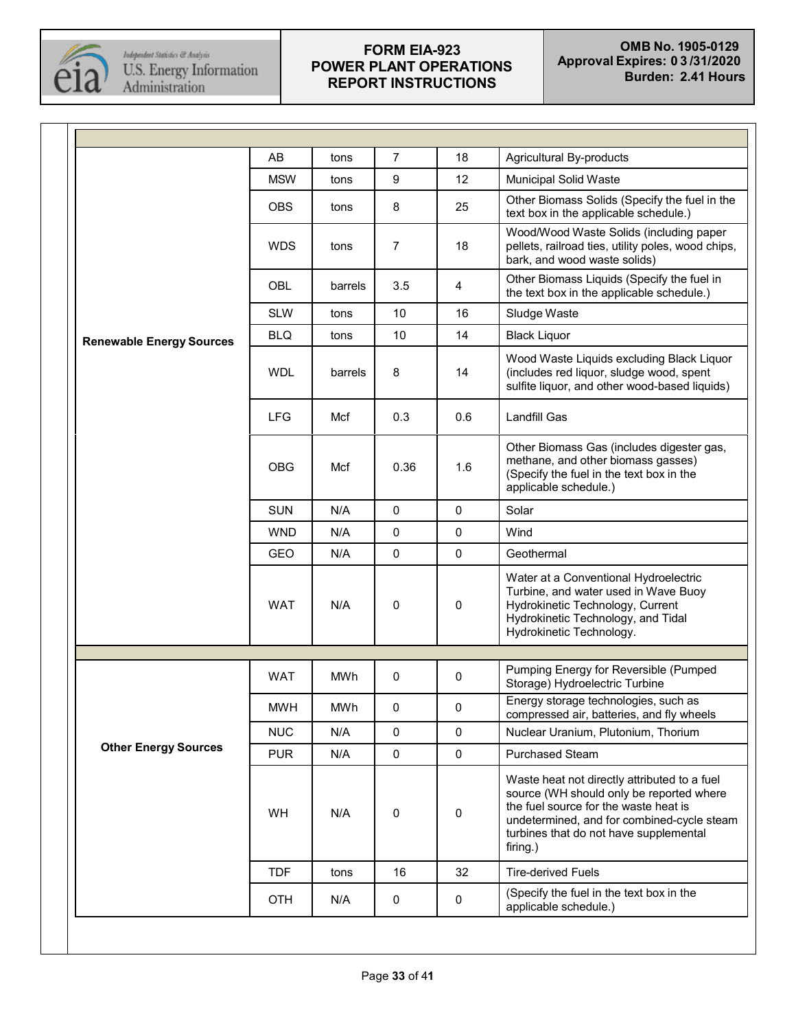| | | | | | |
|---|---|---|---|---|---|
| Renewable Energy Sources | AB | tons | 7 | 18 | Agricultural By-products |
| | MSW | tons | 9 | 12 | Municipal Solid Waste |
| | OBS | tons | 8 | 25 | Other Biomass Solids (Specify the fuel in the text box in the applicable schedule.) |
| | WDS | tons | 7 | 18 | Wood/Wood Waste Solids (including paper pellets, railroad ties, utility poles, wood chips, bark, and wood waste solids) |
| | OBL | barrels | 3.5 | 4 | Other Biomass Liquids (Specify the fuel in the text box in the applicable schedule.) |
| | SLW | tons | 10 | 16 | Sludge Waste |
| | BLQ | tons | 10 | 14 | Black Liquor |
| | WDL | barrels | 8 | 14 | Wood Waste Liquids excluding Black Liquor (includes red liquor, sludge wood, spent sulfite liquor, and other wood-based liquids) |
| | LFG | Mcf | 0.3 | 0.6 | Landfill Gas |
| | OBG | Mcf | 0.36 | 1.6 | Other Biomass Gas (includes digester gas, methane, and other biomass gasses) (Specify the fuel in the text box in the applicable schedule.) |
| | SUN | N/A | 0 | 0 | Solar |
| | WND | N/A | 0 | 0 | Wind |
| | GEO | N/A | 0 | 0 | Geothermal |
| | WAT | N/A | 0 | 0 | Water at a Conventional Hydroelectric Turbine, and water used in Wave Buoy Hydrokinetic Technology, Current Hydrokinetic Technology, and Tidal Hydrokinetic Technology. |
| | | | | | |
| Other Energy Sources | WAT | MWh | 0 | 0 | Pumping Energy for Reversible (Pumped Storage) Hydroelectric Turbine |
| | MWH | MWh | 0 | 0 | Energy storage technologies, such as compressed air, batteries, and fly wheels |
| | NUC | N/A | 0 | 0 | Nuclear Uranium, Plutonium, Thorium |
| | PUR | N/A | 0 | 0 | Purchased Steam |
| | WH | N/A | 0 | 0 | Waste heat not directly attributed to a fuel source (WH should only be reported where the fuel source for the waste heat is undetermined, and for combined-cycle steam turbines that do not have supplemental firing.) |
| | TDF | tons | 16 | 32 | Tire-derived Fuels |
| | OTH | N/A | 0 | 0 | (Specify the fuel in the text box in the applicable schedule.) |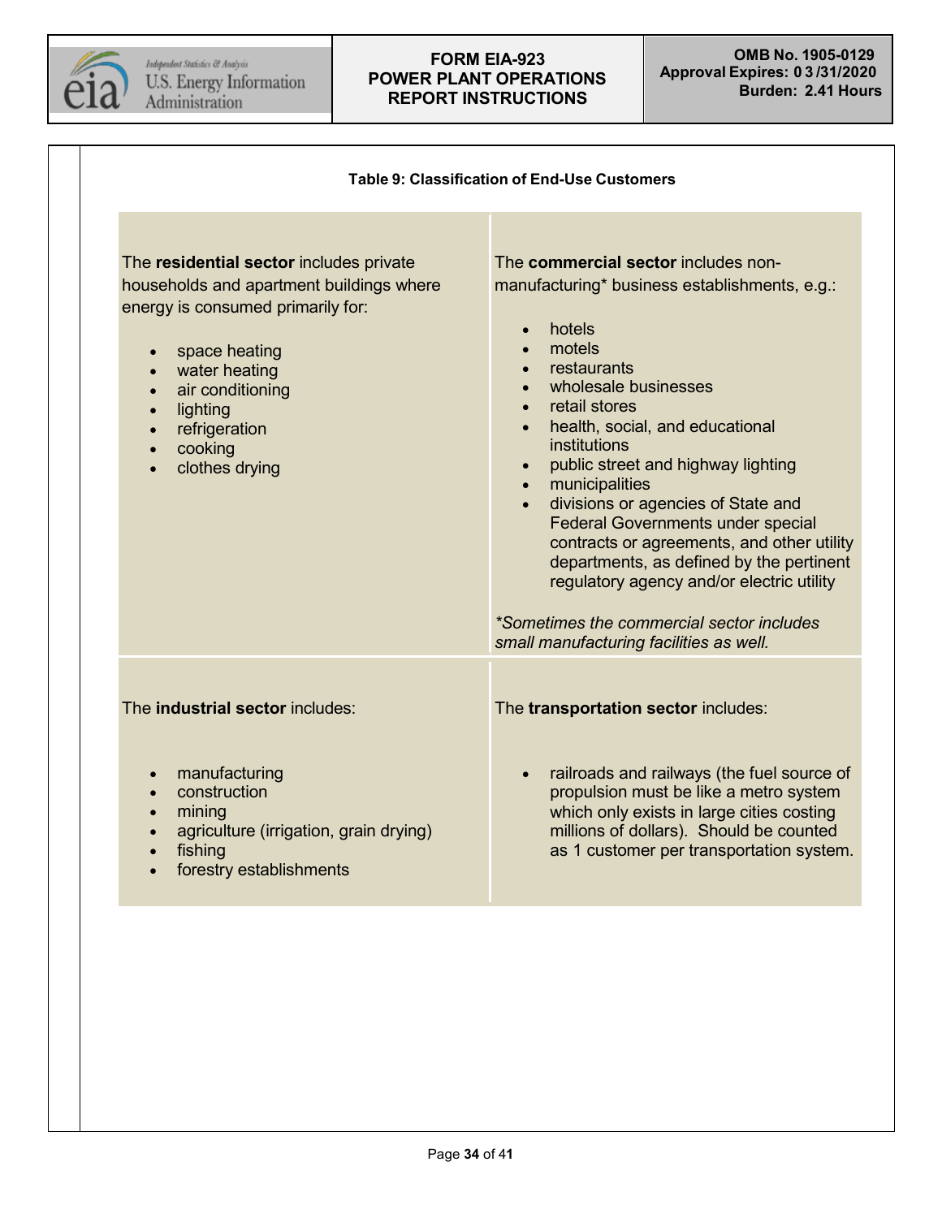**Table 9: Classification of End-Use Customers**

The **residential sector** includes private households and apartment buildings where energy is consumed primarily for:

- space heating
- water heating
- air conditioning
- lighting
- refrigeration
- cooking
- clothes drying

The **commercial sector** includes non-manufacturing* business establishments, e.g.:

- hotels
- motels
- restaurants
- wholesale businesses
- retail stores
- health, social, and educational institutions
- public street and highway lighting
- municipalities
- divisions or agencies of State and Federal Governments under special contracts or agreements, and other utility departments, as defined by the pertinent regulatory agency and/or electric utility

*\*Sometimes the commercial sector includes small manufacturing facilities as well.*

The **industrial sector** includes:

- manufacturing
- construction
- mining
- agriculture (irrigation, grain drying)
- fishing
- forestry establishments

The **transportation sector** includes:

- railroads and railways (the fuel source of propulsion must be like a metro system which only exists in large cities costing millions of dollars). Should be counted as 1 customer per transportation system.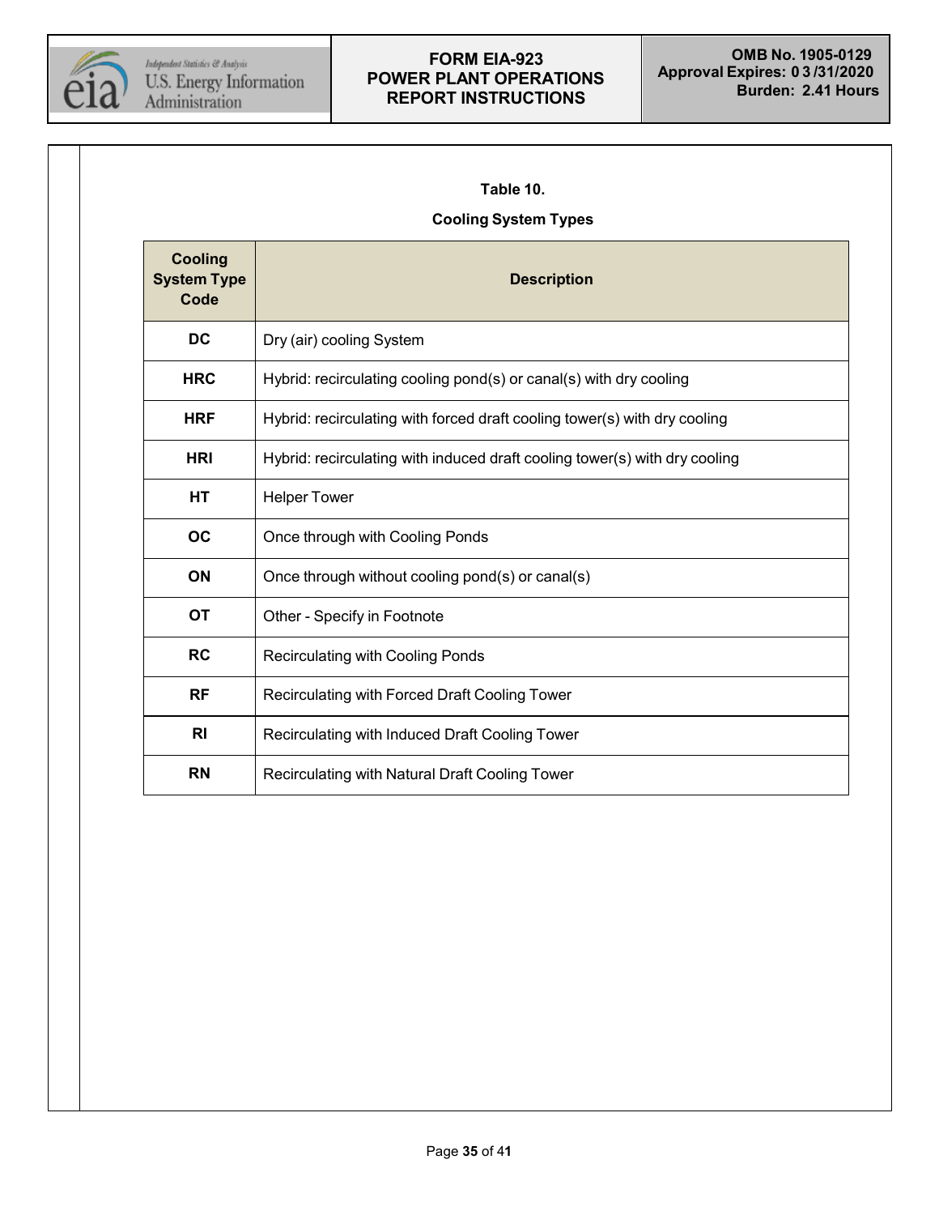**Table 10.**

**Cooling System Types**

| Cooling System Type Code | Description |
|---|---|
| **DC** | Dry (air) cooling System |
| **HRC** | Hybrid: recirculating cooling pond(s) or canal(s) with dry cooling |
| **HRF** | Hybrid: recirculating with forced draft cooling tower(s) with dry cooling |
| **HRI** | Hybrid: recirculating with induced draft cooling tower(s) with dry cooling |
| **HT** | Helper Tower |
| **OC** | Once through with Cooling Ponds |
| **ON** | Once through without cooling pond(s) or canal(s) |
| **OT** | Other - Specify in Footnote |
| **RC** | Recirculating with Cooling Ponds |
| **RF** | Recirculating with Forced Draft Cooling Tower |
| **RI** | Recirculating with Induced Draft Cooling Tower |
| **RN** | Recirculating with Natural Draft Cooling Tower |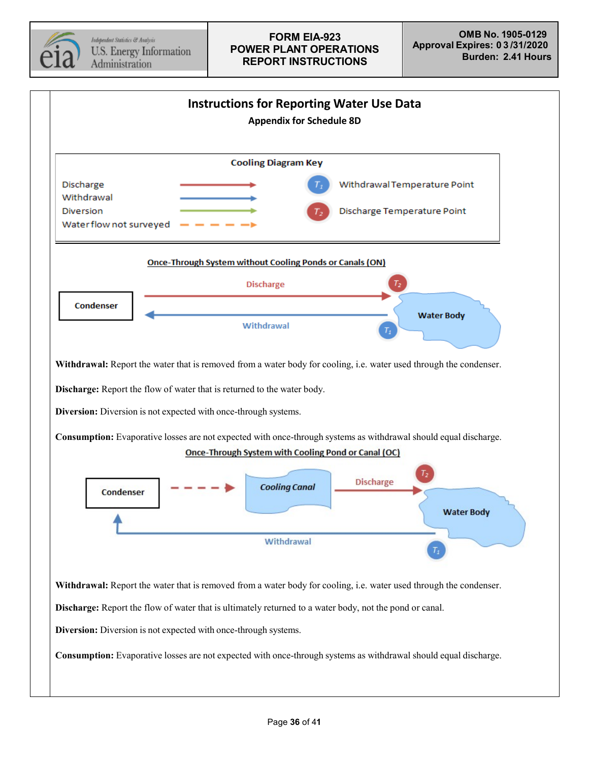# Instructions for Reporting Water Use Data

## Appendix for Schedule 8D

**Cooling Diagram Key**

| | |
|---|---|
| Discharge | Withdrawal Temperature Point ($T_1$) |
| Withdrawal | Discharge Temperature Point ($T_2$) |
| Diversion | |
| Water flow not surveyed | |

### Once-Through System without Cooling Ponds or Canals (ON)

Condenser — Discharge — $T_2$ — Water Body — $T_1$ — Withdrawal

**Withdrawal:** Report the water that is removed from a water body for cooling, i.e. water used through the condenser.

**Discharge:** Report the flow of water that is returned to the water body.

**Diversion:** Diversion is not expected with once-through systems.

**Consumption:** Evaporative losses are not expected with once-through systems as withdrawal should equal discharge.

### Once-Through System with Cooling Pond or Canal (OC)

Condenser — Cooling Canal — Discharge — $T_2$ — Water Body — $T_1$ — Withdrawal

**Withdrawal:** Report the water that is removed from a water body for cooling, i.e. water used through the condenser.

**Discharge:** Report the flow of water that is ultimately returned to a water body, not the pond or canal.

**Diversion:** Diversion is not expected with once-through systems.

**Consumption:** Evaporative losses are not expected with once-through systems as withdrawal should equal discharge.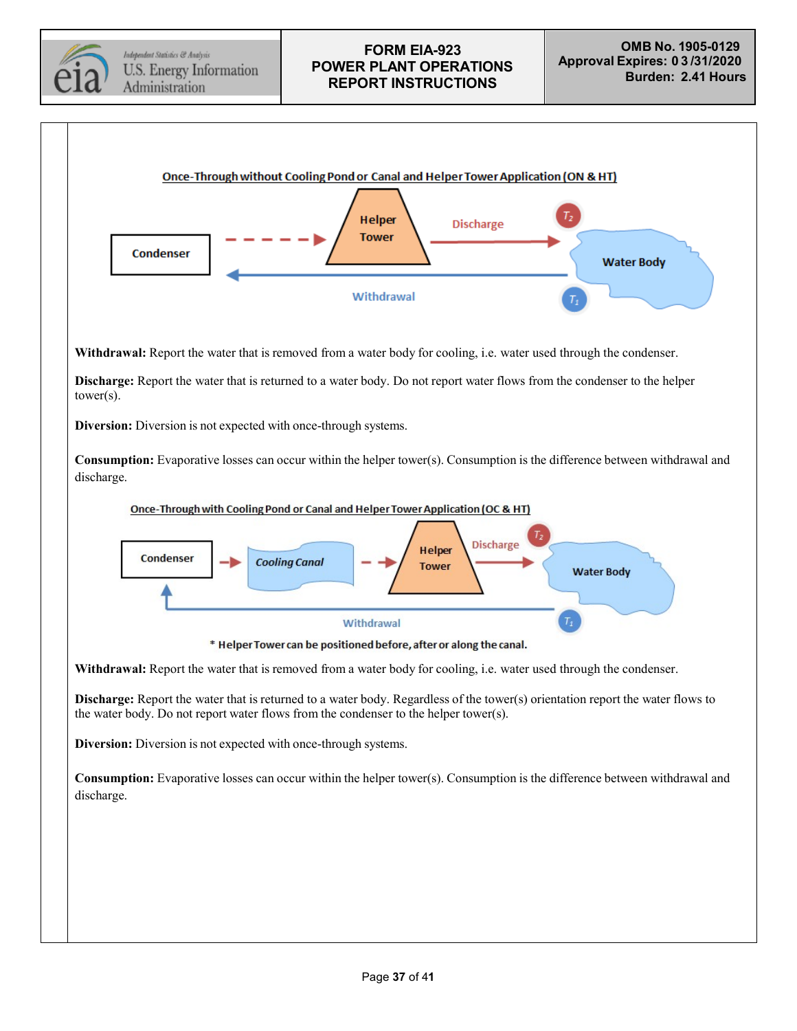Once-Through without Cooling Pond or Canal and Helper Tower Application (ON & HT)

Condenser → Helper Tower → Discharge ($T_2$) → Water Body; Withdrawal ($T_1$)

**Withdrawal:** Report the water that is removed from a water body for cooling, i.e. water used through the condenser.

**Discharge:** Report the water that is returned to a water body. Do not report water flows from the condenser to the helper tower(s).

**Diversion:** Diversion is not expected with once-through systems.

**Consumption:** Evaporative losses can occur within the helper tower(s). Consumption is the difference between withdrawal and discharge.

Once-Through with Cooling Pond or Canal and Helper Tower Application (OC & HT)

Condenser → Cooling Canal → Helper Tower → Discharge ($T_2$) → Water Body; Withdrawal ($T_1$)

* Helper Tower can be positioned before, after or along the canal.

**Withdrawal:** Report the water that is removed from a water body for cooling, i.e. water used through the condenser.

**Discharge:** Report the water that is returned to a water body. Regardless of the tower(s) orientation report the water flows to the water body. Do not report water flows from the condenser to the helper tower(s).

**Diversion:** Diversion is not expected with once-through systems.

**Consumption:** Evaporative losses can occur within the helper tower(s). Consumption is the difference between withdrawal and discharge.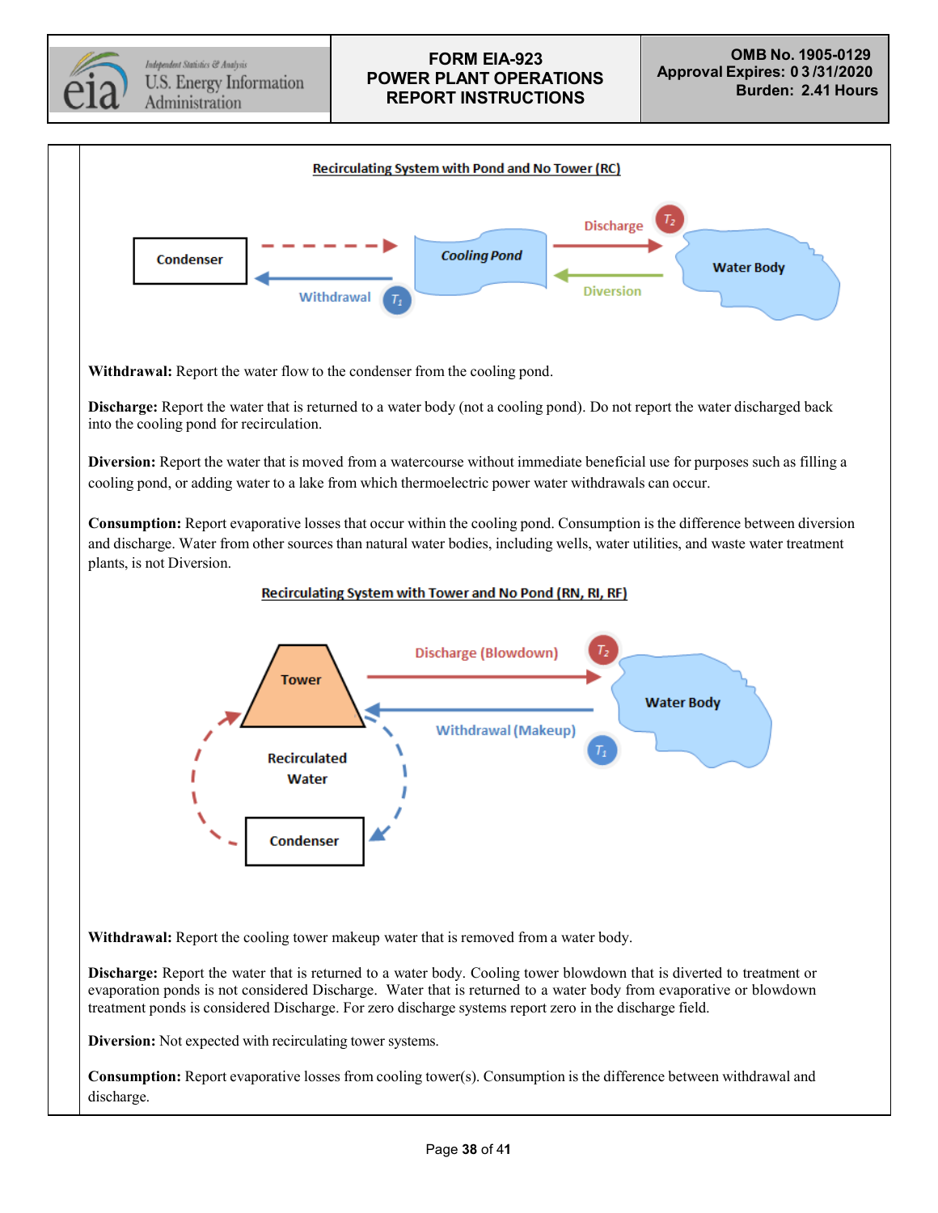**Recirculating System with Pond and No Tower (RC)**

Condenser — Cooling Pond — Water Body

Discharge $T_2$

Withdrawal $T_1$

Diversion

**Withdrawal:** Report the water flow to the condenser from the cooling pond.

**Discharge:** Report the water that is returned to a water body (not a cooling pond). Do not report the water discharged back into the cooling pond for recirculation.

**Diversion:** Report the water that is moved from a watercourse without immediate beneficial use for purposes such as filling a cooling pond, or adding water to a lake from which thermoelectric power water withdrawals can occur.

**Consumption:** Report evaporative losses that occur within the cooling pond. Consumption is the difference between diversion and discharge. Water from other sources than natural water bodies, including wells, water utilities, and waste water treatment plants, is not Diversion.

**Recirculating System with Tower and No Pond (RN, RI, RF)**

Tower — Water Body

Discharge (Blowdown) $T_2$

Withdrawal (Makeup) $T_1$

Recirculated Water

Condenser

**Withdrawal:** Report the cooling tower makeup water that is removed from a water body.

**Discharge:** Report the water that is returned to a water body. Cooling tower blowdown that is diverted to treatment or evaporation ponds is not considered Discharge. Water that is returned to a water body from evaporative or blowdown treatment ponds is considered Discharge. For zero discharge systems report zero in the discharge field.

**Diversion:** Not expected with recirculating tower systems.

**Consumption:** Report evaporative losses from cooling tower(s). Consumption is the difference between withdrawal and discharge.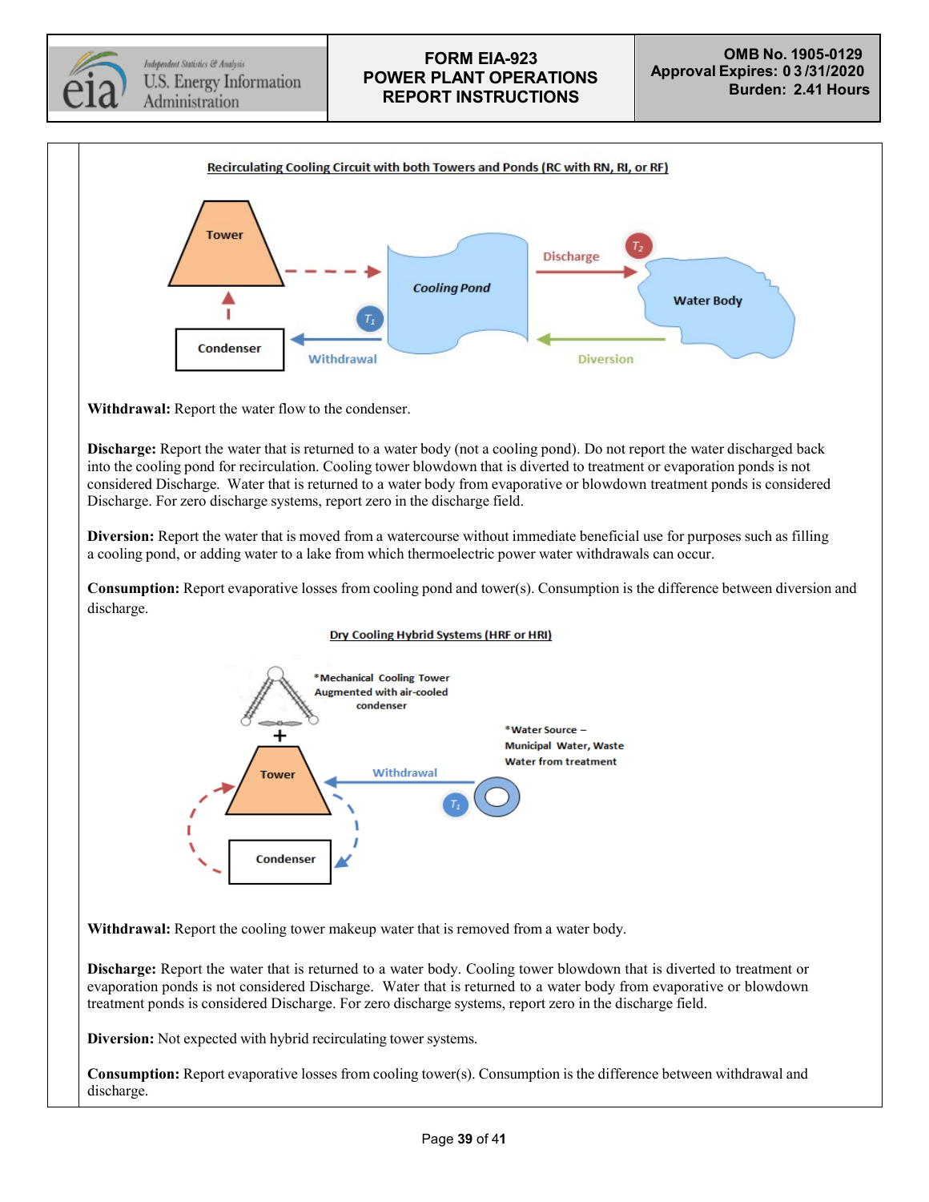Recirculating Cooling Circuit with both Towers and Ponds (RC with RN, RI, or RF)

**Withdrawal:** Report the water flow to the condenser.

**Discharge:** Report the water that is returned to a water body (not a cooling pond). Do not report the water discharged back into the cooling pond for recirculation. Cooling tower blowdown that is diverted to treatment or evaporation ponds is not considered Discharge. Water that is returned to a water body from evaporative or blowdown treatment ponds is considered Discharge. For zero discharge systems, report zero in the discharge field.

**Diversion:** Report the water that is moved from a watercourse without immediate beneficial use for purposes such as filling a cooling pond, or adding water to a lake from which thermoelectric power water withdrawals can occur.

**Consumption:** Report evaporative losses from cooling pond and tower(s). Consumption is the difference between diversion and discharge.

Dry Cooling Hybrid Systems (HRF or HRI)

**Withdrawal:** Report the cooling tower makeup water that is removed from a water body.

**Discharge:** Report the water that is returned to a water body. Cooling tower blowdown that is diverted to treatment or evaporation ponds is not considered Discharge. Water that is returned to a water body from evaporative or blowdown treatment ponds is considered Discharge. For zero discharge systems, report zero in the discharge field.

**Diversion:** Not expected with hybrid recirculating tower systems.

**Consumption:** Report evaporative losses from cooling tower(s). Consumption is the difference between withdrawal and discharge.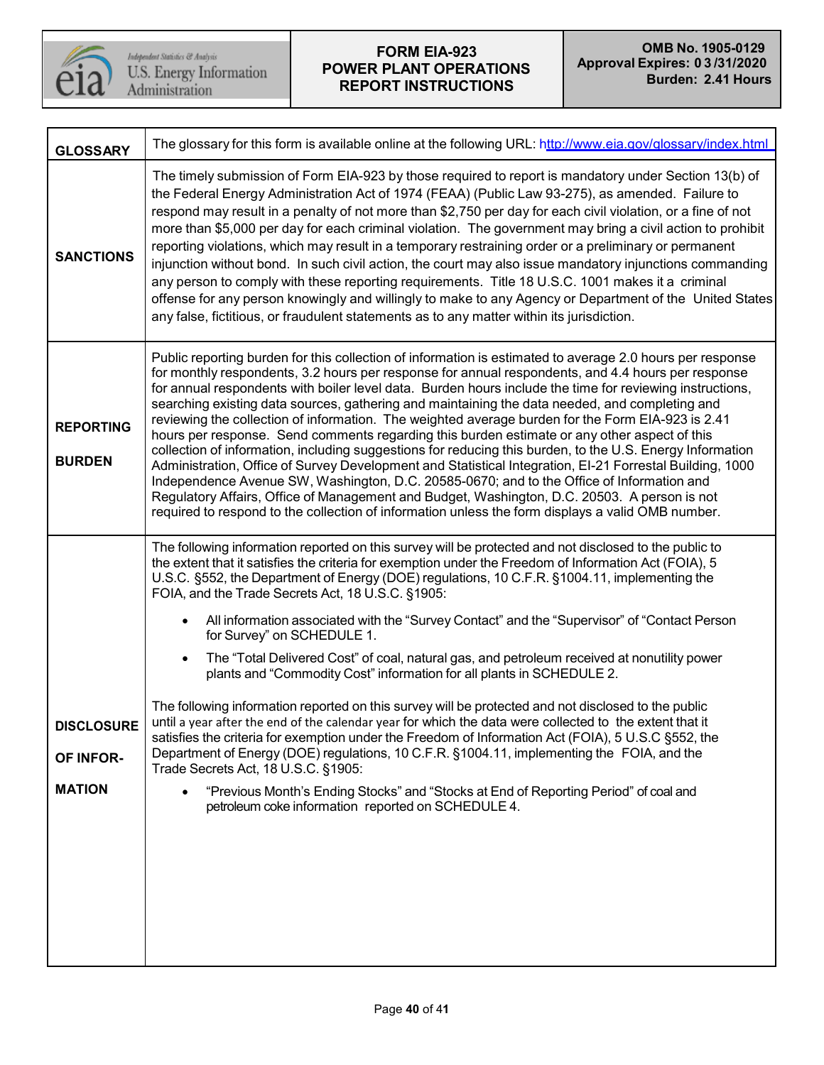| FORM EIA-923 POWER PLANT OPERATIONS REPORT INSTRUCTIONS | OMB No. 1905-0129 Approval Expires: 03/31/2020 Burden: 2.41 Hours |
|---|---|

| | |
|---|---|
| **GLOSSARY** | The glossary for this form is available online at the following URL: http://www.eia.gov/glossary/index.html |
| **SANCTIONS** | The timely submission of Form EIA-923 by those required to report is mandatory under Section 13(b) of the Federal Energy Administration Act of 1974 (FEAA) (Public Law 93-275), as amended. Failure to respond may result in a penalty of not more than $2,750 per day for each civil violation, or a fine of not more than $5,000 per day for each criminal violation. The government may bring a civil action to prohibit reporting violations, which may result in a temporary restraining order or a preliminary or permanent injunction without bond. In such civil action, the court may also issue mandatory injunctions commanding any person to comply with these reporting requirements. Title 18 U.S.C. 1001 makes it a criminal offense for any person knowingly and willingly to make to any Agency or Department of the United States any false, fictitious, or fraudulent statements as to any matter within its jurisdiction. |
| **REPORTING BURDEN** | Public reporting burden for this collection of information is estimated to average 2.0 hours per response for monthly respondents, 3.2 hours per response for annual respondents, and 4.4 hours per response for annual respondents with boiler level data. Burden hours include the time for reviewing instructions, searching existing data sources, gathering and maintaining the data needed, and completing and reviewing the collection of information. The weighted average burden for the Form EIA-923 is 2.41 hours per response. Send comments regarding this burden estimate or any other aspect of this collection of information, including suggestions for reducing this burden, to the U.S. Energy Information Administration, Office of Survey Development and Statistical Integration, EI-21 Forrestal Building, 1000 Independence Avenue SW, Washington, D.C. 20585-0670; and to the Office of Information and Regulatory Affairs, Office of Management and Budget, Washington, D.C. 20503. A person is not required to respond to the collection of information unless the form displays a valid OMB number. |
| **DISCLOSURE OF INFORMATION** | The following information reported on this survey will be protected and not disclosed to the public to the extent that it satisfies the criteria for exemption under the Freedom of Information Act (FOIA), 5 U.S.C. §552, the Department of Energy (DOE) regulations, 10 C.F.R. §1004.11, implementing the FOIA, and the Trade Secrets Act, 18 U.S.C. §1905:<br>• All information associated with the "Survey Contact" and the "Supervisor" of "Contact Person for Survey" on SCHEDULE 1.<br>• The "Total Delivered Cost" of coal, natural gas, and petroleum received at nonutility power plants and "Commodity Cost" information for all plants in SCHEDULE 2.<br><br>The following information reported on this survey will be protected and not disclosed to the public until a year after the end of the calendar year for which the data were collected to the extent that it satisfies the criteria for exemption under the Freedom of Information Act (FOIA), 5 U.S.C §552, the Department of Energy (DOE) regulations, 10 C.F.R. §1004.11, implementing the FOIA, and the Trade Secrets Act, 18 U.S.C. §1905:<br>• "Previous Month's Ending Stocks" and "Stocks at End of Reporting Period" of coal and petroleum coke information reported on SCHEDULE 4. |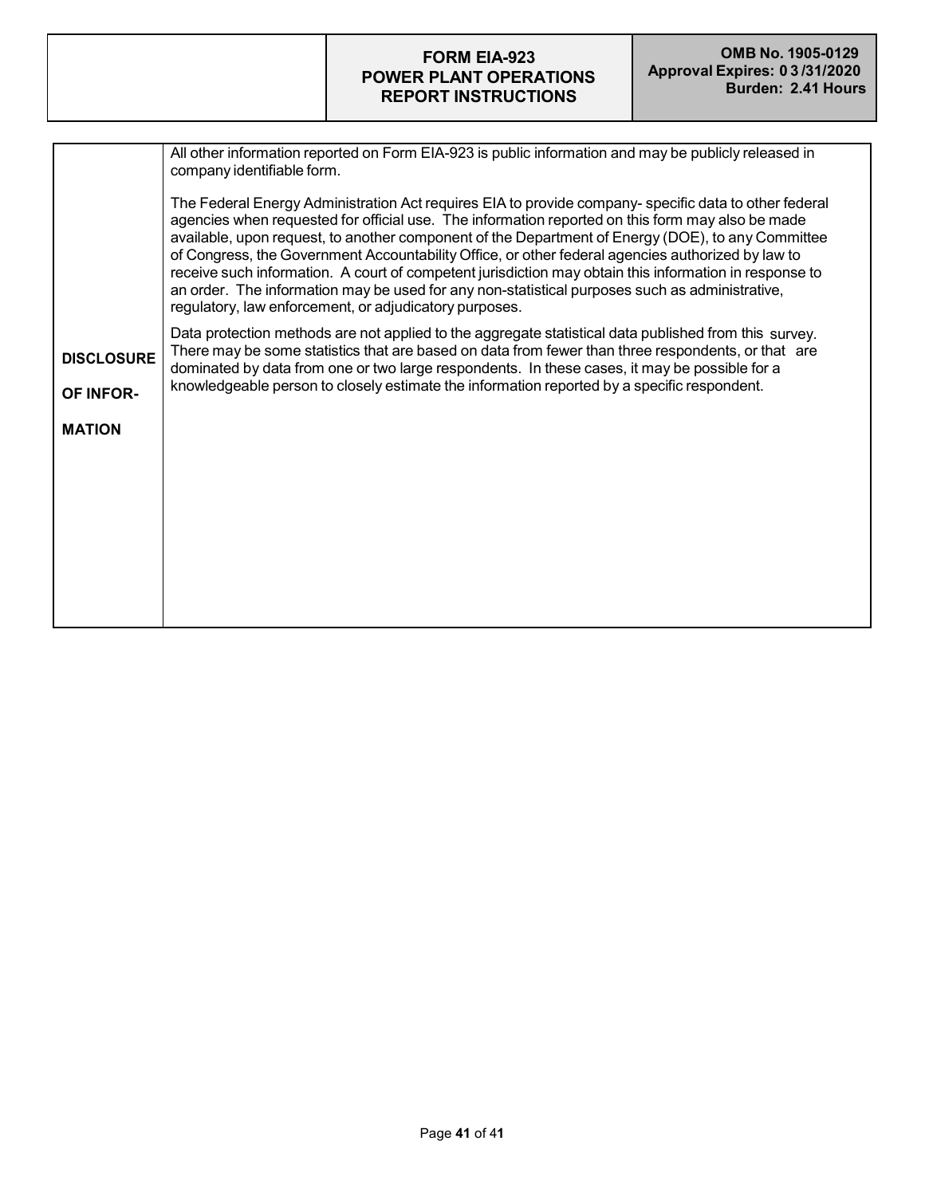| | |
|---|---|
| **DISCLOSURE OF INFOR-MATION** | All other information reported on Form EIA-923 is public information and may be publicly released in company identifiable form.<br><br>The Federal Energy Administration Act requires EIA to provide company- specific data to other federal agencies when requested for official use. The information reported on this form may also be made available, upon request, to another component of the Department of Energy (DOE), to any Committee of Congress, the Government Accountability Office, or other federal agencies authorized by law to receive such information. A court of competent jurisdiction may obtain this information in response to an order. The information may be used for any non-statistical purposes such as administrative, regulatory, law enforcement, or adjudicatory purposes.<br><br>Data protection methods are not applied to the aggregate statistical data published from this survey. There may be some statistics that are based on data from fewer than three respondents, or that are dominated by data from one or two large respondents. In these cases, it may be possible for a knowledgeable person to closely estimate the information reported by a specific respondent. |